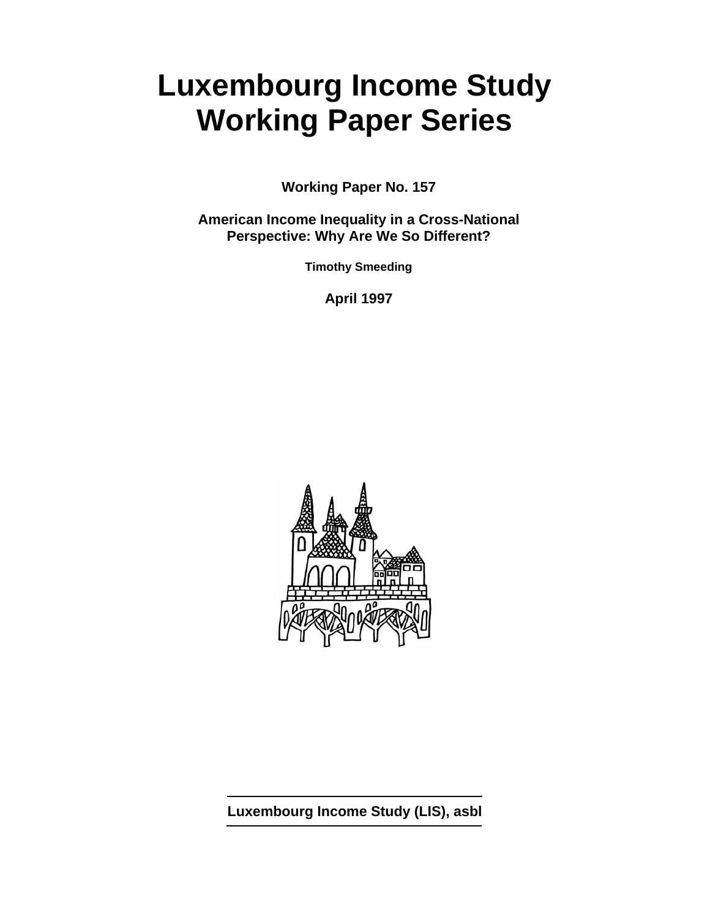# Luxembourg Income Study Working Paper Series

**Working Paper No. 157**

**American Income Inequality in a Cross-National Perspective: Why Are We So Different?**

**Timothy Smeeding**

**April 1997**

---

**Luxembourg Income Study (LIS), asbl**

---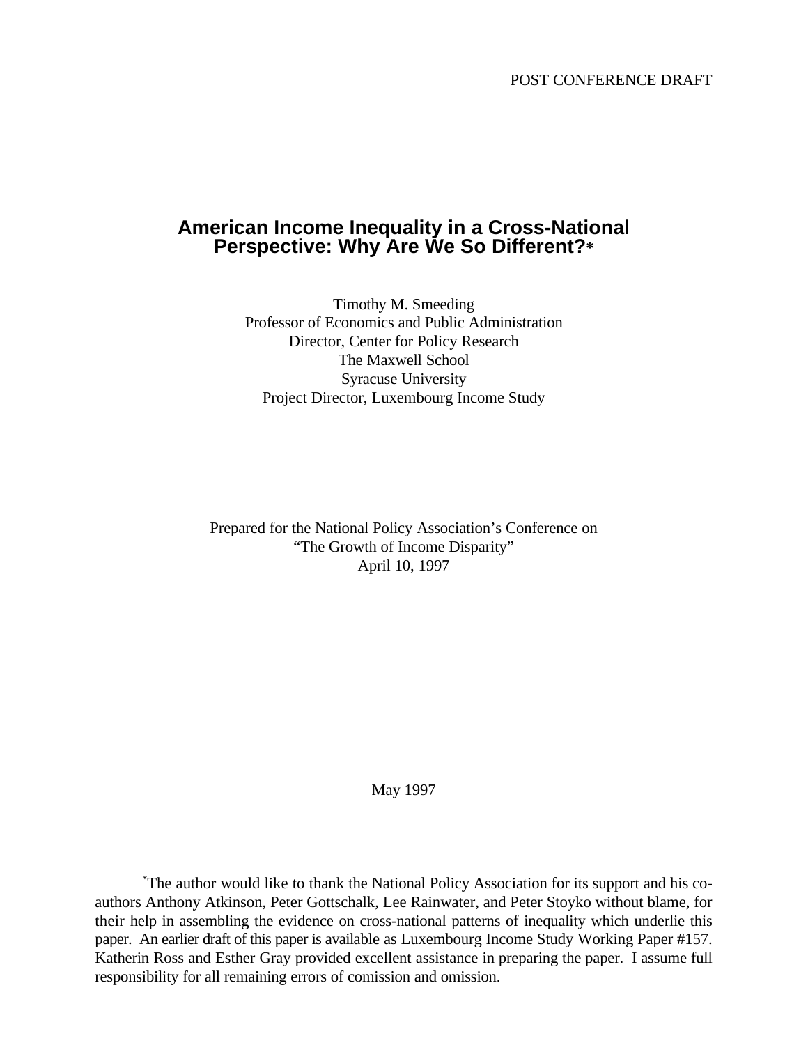POST CONFERENCE DRAFT

# American Income Inequality in a Cross-National Perspective: Why Are We So Different?*

Timothy M. Smeeding
Professor of Economics and Public Administration
Director, Center for Policy Research
The Maxwell School
Syracuse University
Project Director, Luxembourg Income Study

Prepared for the National Policy Association's Conference on
"The Growth of Income Disparity"
April 10, 1997

May 1997

*The author would like to thank the National Policy Association for its support and his co-authors Anthony Atkinson, Peter Gottschalk, Lee Rainwater, and Peter Stoyko without blame, for their help in assembling the evidence on cross-national patterns of inequality which underlie this paper. An earlier draft of this paper is available as Luxembourg Income Study Working Paper #157. Katherin Ross and Esther Gray provided excellent assistance in preparing the paper. I assume full responsibility for all remaining errors of comission and omission.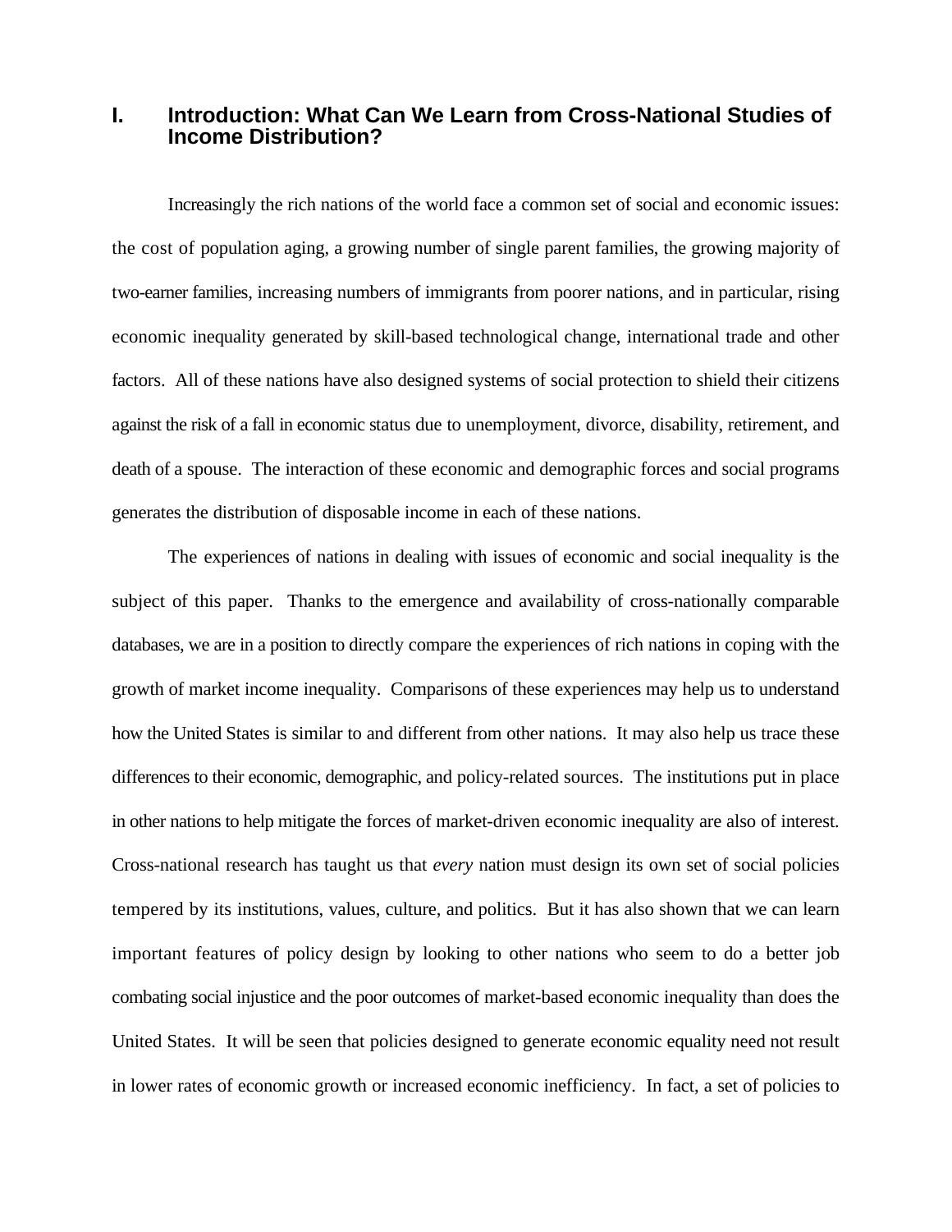# I. Introduction: What Can We Learn from Cross-National Studies of Income Distribution?

Increasingly the rich nations of the world face a common set of social and economic issues: the cost of population aging, a growing number of single parent families, the growing majority of two-earner families, increasing numbers of immigrants from poorer nations, and in particular, rising economic inequality generated by skill-based technological change, international trade and other factors. All of these nations have also designed systems of social protection to shield their citizens against the risk of a fall in economic status due to unemployment, divorce, disability, retirement, and death of a spouse. The interaction of these economic and demographic forces and social programs generates the distribution of disposable income in each of these nations.

The experiences of nations in dealing with issues of economic and social inequality is the subject of this paper. Thanks to the emergence and availability of cross-nationally comparable databases, we are in a position to directly compare the experiences of rich nations in coping with the growth of market income inequality. Comparisons of these experiences may help us to understand how the United States is similar to and different from other nations. It may also help us trace these differences to their economic, demographic, and policy-related sources. The institutions put in place in other nations to help mitigate the forces of market-driven economic inequality are also of interest. Cross-national research has taught us that *every* nation must design its own set of social policies tempered by its institutions, values, culture, and politics. But it has also shown that we can learn important features of policy design by looking to other nations who seem to do a better job combating social injustice and the poor outcomes of market-based economic inequality than does the United States. It will be seen that policies designed to generate economic equality need not result in lower rates of economic growth or increased economic inefficiency. In fact, a set of policies to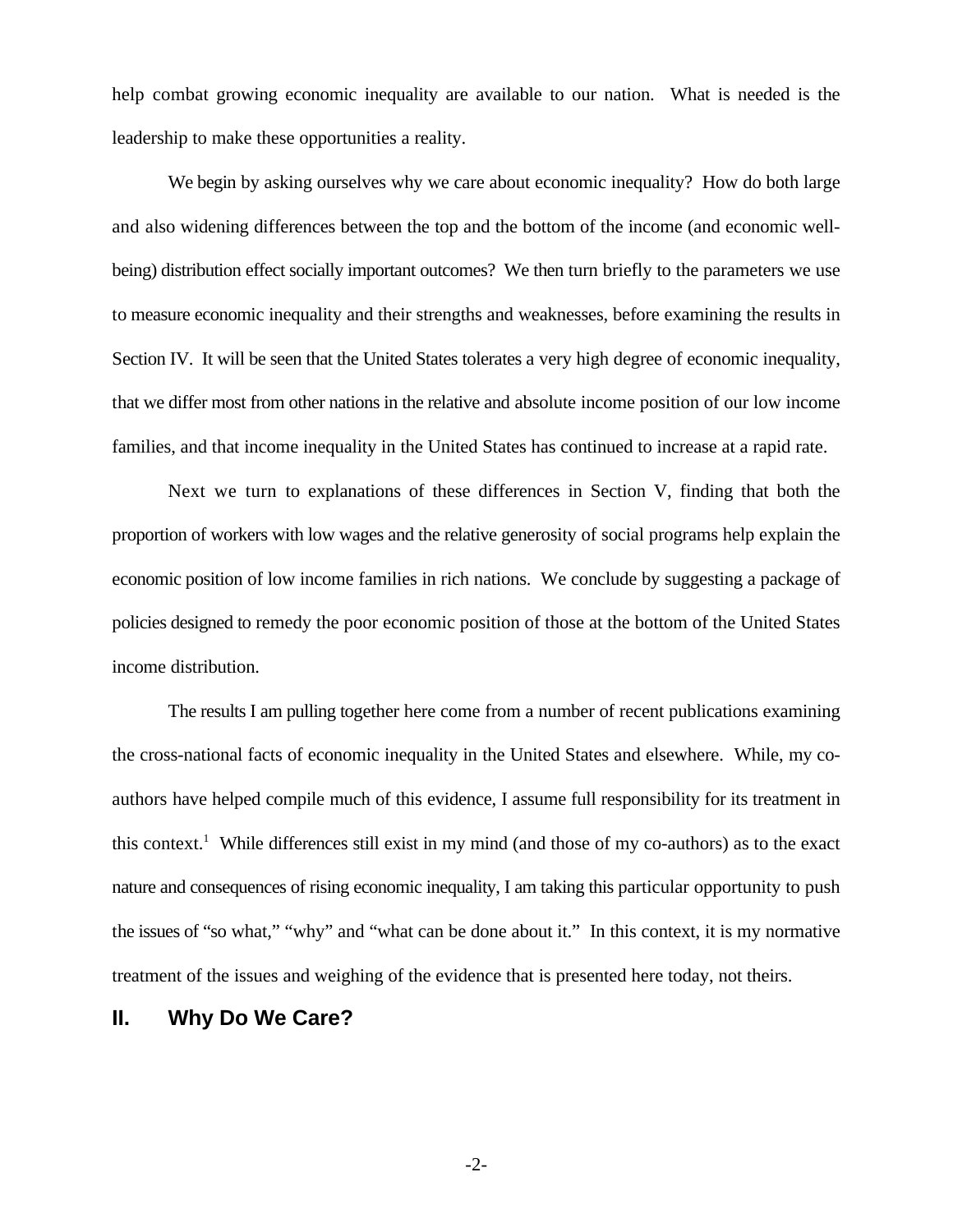help combat growing economic inequality are available to our nation. What is needed is the leadership to make these opportunities a reality.

We begin by asking ourselves why we care about economic inequality? How do both large and also widening differences between the top and the bottom of the income (and economic well-being) distribution effect socially important outcomes? We then turn briefly to the parameters we use to measure economic inequality and their strengths and weaknesses, before examining the results in Section IV. It will be seen that the United States tolerates a very high degree of economic inequality, that we differ most from other nations in the relative and absolute income position of our low income families, and that income inequality in the United States has continued to increase at a rapid rate.

Next we turn to explanations of these differences in Section V, finding that both the proportion of workers with low wages and the relative generosity of social programs help explain the economic position of low income families in rich nations. We conclude by suggesting a package of policies designed to remedy the poor economic position of those at the bottom of the United States income distribution.

The results I am pulling together here come from a number of recent publications examining the cross-national facts of economic inequality in the United States and elsewhere. While, my co-authors have helped compile much of this evidence, I assume full responsibility for its treatment in this context.[1] While differences still exist in my mind (and those of my co-authors) as to the exact nature and consequences of rising economic inequality, I am taking this particular opportunity to push the issues of "so what," "why" and "what can be done about it." In this context, it is my normative treatment of the issues and weighing of the evidence that is presented here today, not theirs.

## II. Why Do We Care?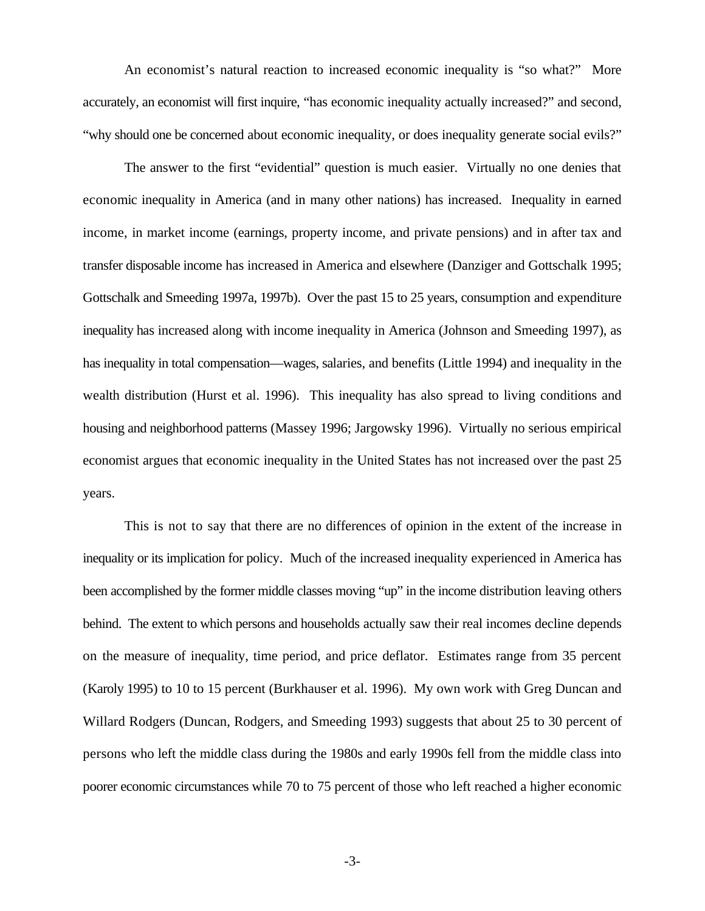An economist's natural reaction to increased economic inequality is "so what?" More accurately, an economist will first inquire, "has economic inequality actually increased?" and second, "why should one be concerned about economic inequality, or does inequality generate social evils?"

The answer to the first "evidential" question is much easier. Virtually no one denies that economic inequality in America (and in many other nations) has increased. Inequality in earned income, in market income (earnings, property income, and private pensions) and in after tax and transfer disposable income has increased in America and elsewhere (Danziger and Gottschalk 1995; Gottschalk and Smeeding 1997a, 1997b). Over the past 15 to 25 years, consumption and expenditure inequality has increased along with income inequality in America (Johnson and Smeeding 1997), as has inequality in total compensation—wages, salaries, and benefits (Little 1994) and inequality in the wealth distribution (Hurst et al. 1996). This inequality has also spread to living conditions and housing and neighborhood patterns (Massey 1996; Jargowsky 1996). Virtually no serious empirical economist argues that economic inequality in the United States has not increased over the past 25 years.

This is not to say that there are no differences of opinion in the extent of the increase in inequality or its implication for policy. Much of the increased inequality experienced in America has been accomplished by the former middle classes moving "up" in the income distribution leaving others behind. The extent to which persons and households actually saw their real incomes decline depends on the measure of inequality, time period, and price deflator. Estimates range from 35 percent (Karoly 1995) to 10 to 15 percent (Burkhauser et al. 1996). My own work with Greg Duncan and Willard Rodgers (Duncan, Rodgers, and Smeeding 1993) suggests that about 25 to 30 percent of persons who left the middle class during the 1980s and early 1990s fell from the middle class into poorer economic circumstances while 70 to 75 percent of those who left reached a higher economic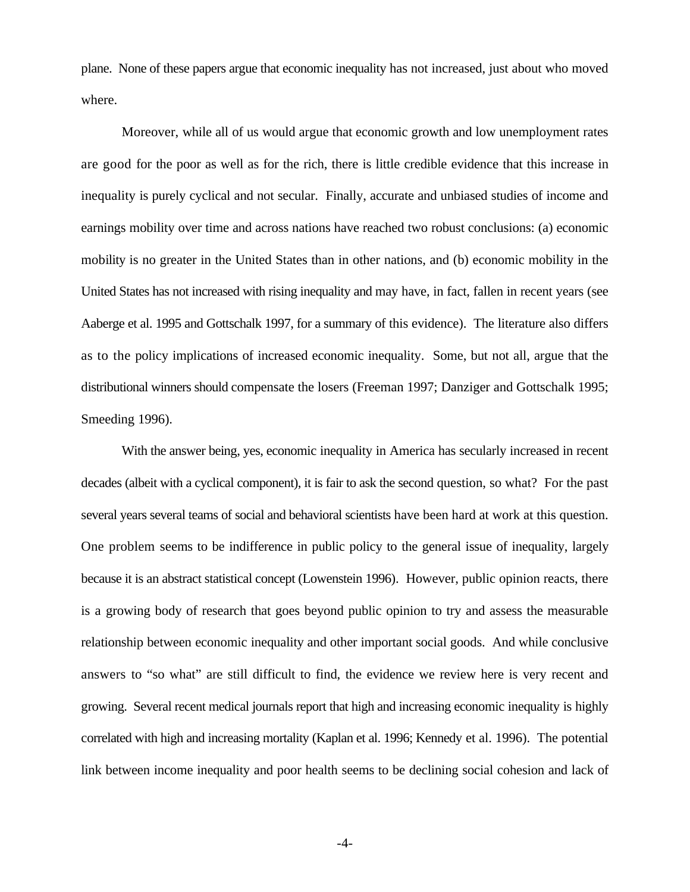plane. None of these papers argue that economic inequality has not increased, just about who moved where.

Moreover, while all of us would argue that economic growth and low unemployment rates are good for the poor as well as for the rich, there is little credible evidence that this increase in inequality is purely cyclical and not secular. Finally, accurate and unbiased studies of income and earnings mobility over time and across nations have reached two robust conclusions: (a) economic mobility is no greater in the United States than in other nations, and (b) economic mobility in the United States has not increased with rising inequality and may have, in fact, fallen in recent years (see Aaberge et al. 1995 and Gottschalk 1997, for a summary of this evidence). The literature also differs as to the policy implications of increased economic inequality. Some, but not all, argue that the distributional winners should compensate the losers (Freeman 1997; Danziger and Gottschalk 1995; Smeeding 1996).

With the answer being, yes, economic inequality in America has secularly increased in recent decades (albeit with a cyclical component), it is fair to ask the second question, so what? For the past several years several teams of social and behavioral scientists have been hard at work at this question. One problem seems to be indifference in public policy to the general issue of inequality, largely because it is an abstract statistical concept (Lowenstein 1996). However, public opinion reacts, there is a growing body of research that goes beyond public opinion to try and assess the measurable relationship between economic inequality and other important social goods. And while conclusive answers to "so what" are still difficult to find, the evidence we review here is very recent and growing. Several recent medical journals report that high and increasing economic inequality is highly correlated with high and increasing mortality (Kaplan et al. 1996; Kennedy et al. 1996). The potential link between income inequality and poor health seems to be declining social cohesion and lack of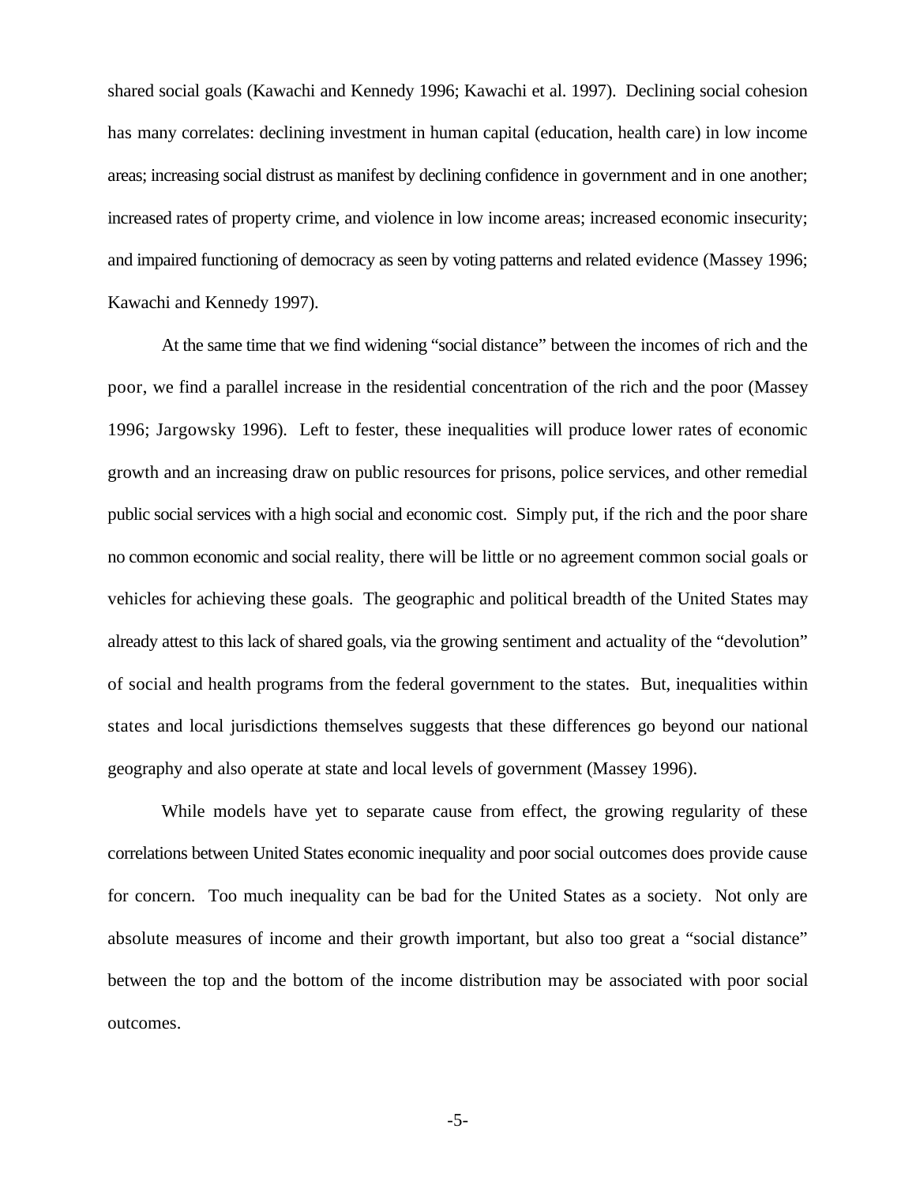shared social goals (Kawachi and Kennedy 1996; Kawachi et al. 1997). Declining social cohesion has many correlates: declining investment in human capital (education, health care) in low income areas; increasing social distrust as manifest by declining confidence in government and in one another; increased rates of property crime, and violence in low income areas; increased economic insecurity; and impaired functioning of democracy as seen by voting patterns and related evidence (Massey 1996; Kawachi and Kennedy 1997).

At the same time that we find widening "social distance" between the incomes of rich and the poor, we find a parallel increase in the residential concentration of the rich and the poor (Massey 1996; Jargowsky 1996). Left to fester, these inequalities will produce lower rates of economic growth and an increasing draw on public resources for prisons, police services, and other remedial public social services with a high social and economic cost. Simply put, if the rich and the poor share no common economic and social reality, there will be little or no agreement common social goals or vehicles for achieving these goals. The geographic and political breadth of the United States may already attest to this lack of shared goals, via the growing sentiment and actuality of the "devolution" of social and health programs from the federal government to the states. But, inequalities within states and local jurisdictions themselves suggests that these differences go beyond our national geography and also operate at state and local levels of government (Massey 1996).

While models have yet to separate cause from effect, the growing regularity of these correlations between United States economic inequality and poor social outcomes does provide cause for concern. Too much inequality can be bad for the United States as a society. Not only are absolute measures of income and their growth important, but also too great a "social distance" between the top and the bottom of the income distribution may be associated with poor social outcomes.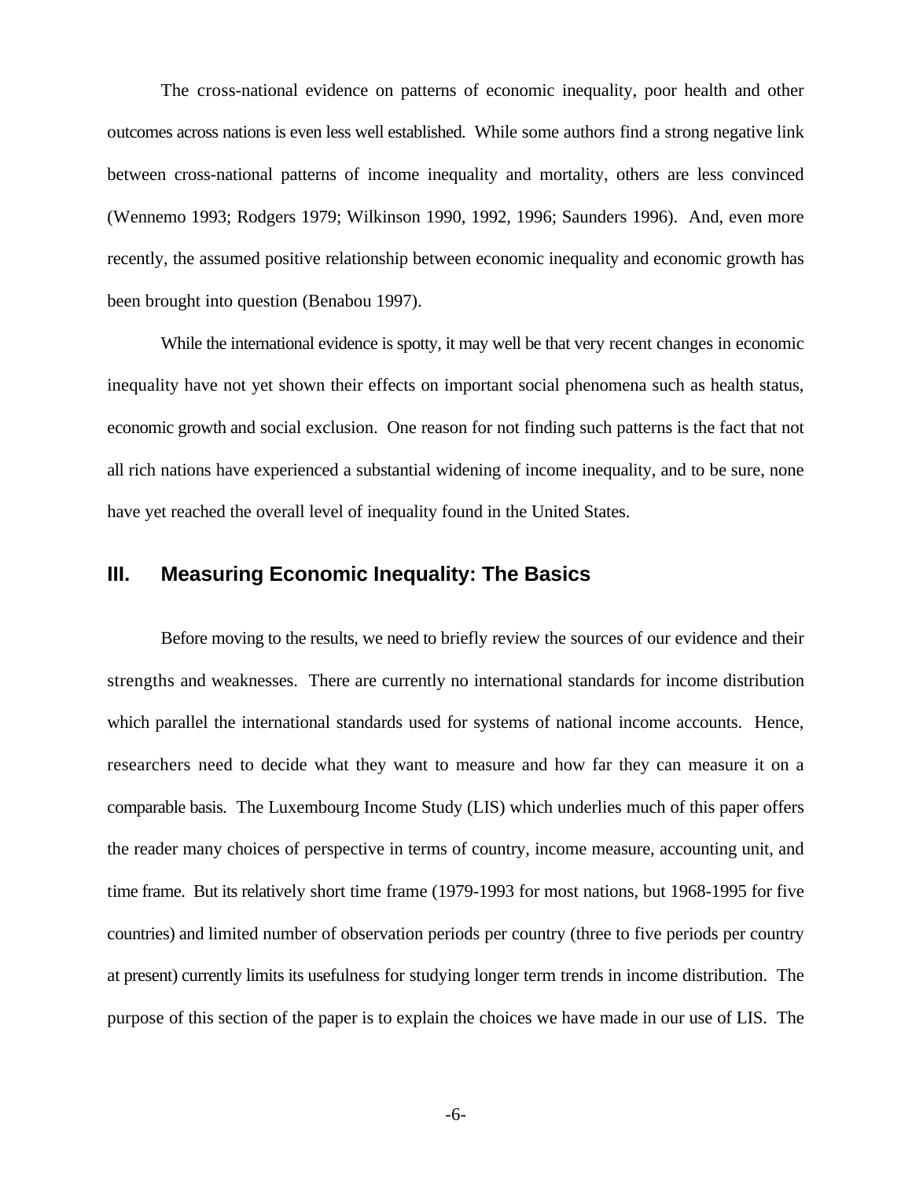The cross-national evidence on patterns of economic inequality, poor health and other outcomes across nations is even less well established. While some authors find a strong negative link between cross-national patterns of income inequality and mortality, others are less convinced (Wennemo 1993; Rodgers 1979; Wilkinson 1990, 1992, 1996; Saunders 1996). And, even more recently, the assumed positive relationship between economic inequality and economic growth has been brought into question (Benabou 1997).

While the international evidence is spotty, it may well be that very recent changes in economic inequality have not yet shown their effects on important social phenomena such as health status, economic growth and social exclusion. One reason for not finding such patterns is the fact that not all rich nations have experienced a substantial widening of income inequality, and to be sure, none have yet reached the overall level of inequality found in the United States.

## III. Measuring Economic Inequality: The Basics

Before moving to the results, we need to briefly review the sources of our evidence and their strengths and weaknesses. There are currently no international standards for income distribution which parallel the international standards used for systems of national income accounts. Hence, researchers need to decide what they want to measure and how far they can measure it on a comparable basis. The Luxembourg Income Study (LIS) which underlies much of this paper offers the reader many choices of perspective in terms of country, income measure, accounting unit, and time frame. But its relatively short time frame (1979-1993 for most nations, but 1968-1995 for five countries) and limited number of observation periods per country (three to five periods per country at present) currently limits its usefulness for studying longer term trends in income distribution. The purpose of this section of the paper is to explain the choices we have made in our use of LIS. The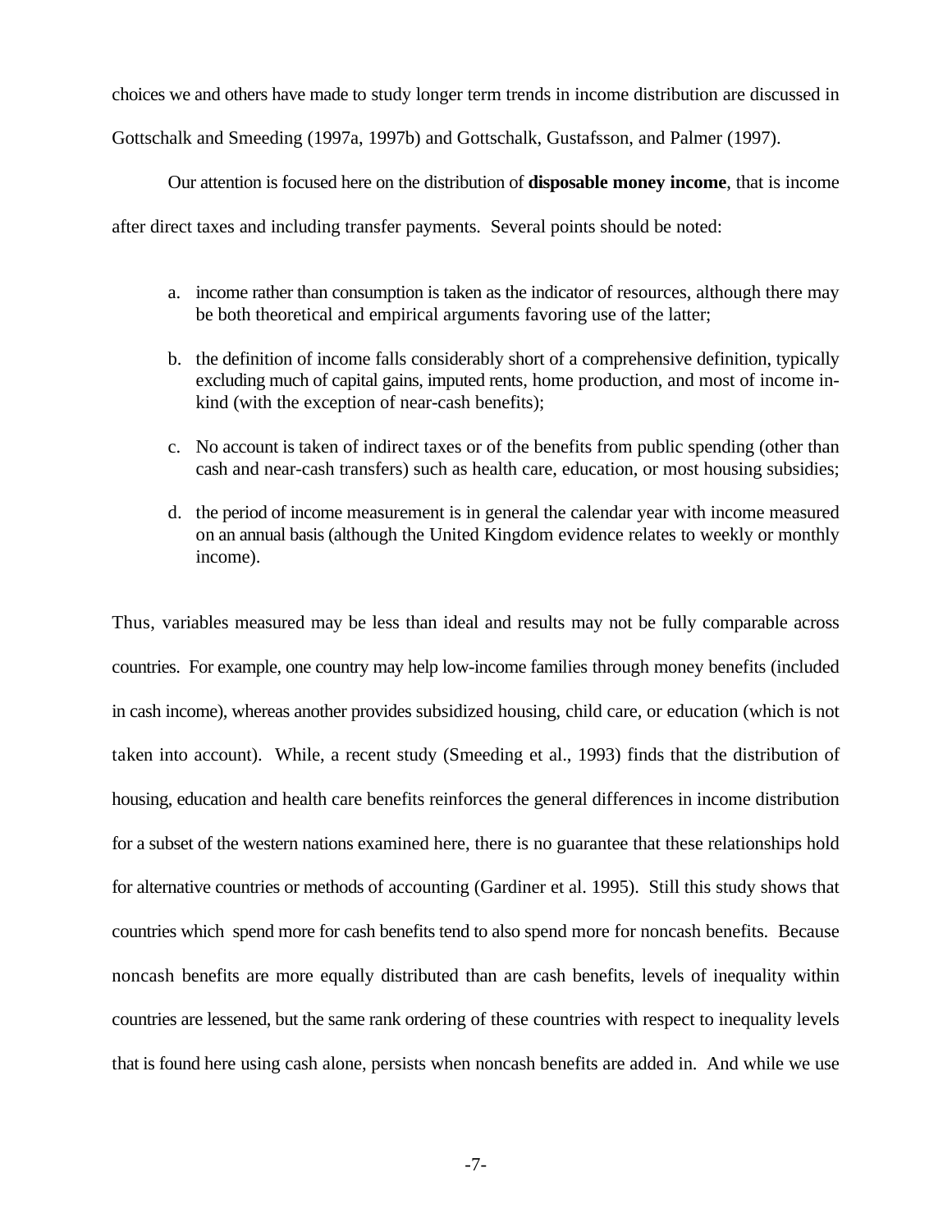choices we and others have made to study longer term trends in income distribution are discussed in Gottschalk and Smeeding (1997a, 1997b) and Gottschalk, Gustafsson, and Palmer (1997).

Our attention is focused here on the distribution of **disposable money income**, that is income after direct taxes and including transfer payments. Several points should be noted:

a. income rather than consumption is taken as the indicator of resources, although there may be both theoretical and empirical arguments favoring use of the latter;

b. the definition of income falls considerably short of a comprehensive definition, typically excluding much of capital gains, imputed rents, home production, and most of income in-kind (with the exception of near-cash benefits);

c. No account is taken of indirect taxes or of the benefits from public spending (other than cash and near-cash transfers) such as health care, education, or most housing subsidies;

d. the period of income measurement is in general the calendar year with income measured on an annual basis (although the United Kingdom evidence relates to weekly or monthly income).

Thus, variables measured may be less than ideal and results may not be fully comparable across countries. For example, one country may help low-income families through money benefits (included in cash income), whereas another provides subsidized housing, child care, or education (which is not taken into account). While, a recent study (Smeeding et al., 1993) finds that the distribution of housing, education and health care benefits reinforces the general differences in income distribution for a subset of the western nations examined here, there is no guarantee that these relationships hold for alternative countries or methods of accounting (Gardiner et al. 1995). Still this study shows that countries which spend more for cash benefits tend to also spend more for noncash benefits. Because noncash benefits are more equally distributed than are cash benefits, levels of inequality within countries are lessened, but the same rank ordering of these countries with respect to inequality levels that is found here using cash alone, persists when noncash benefits are added in. And while we use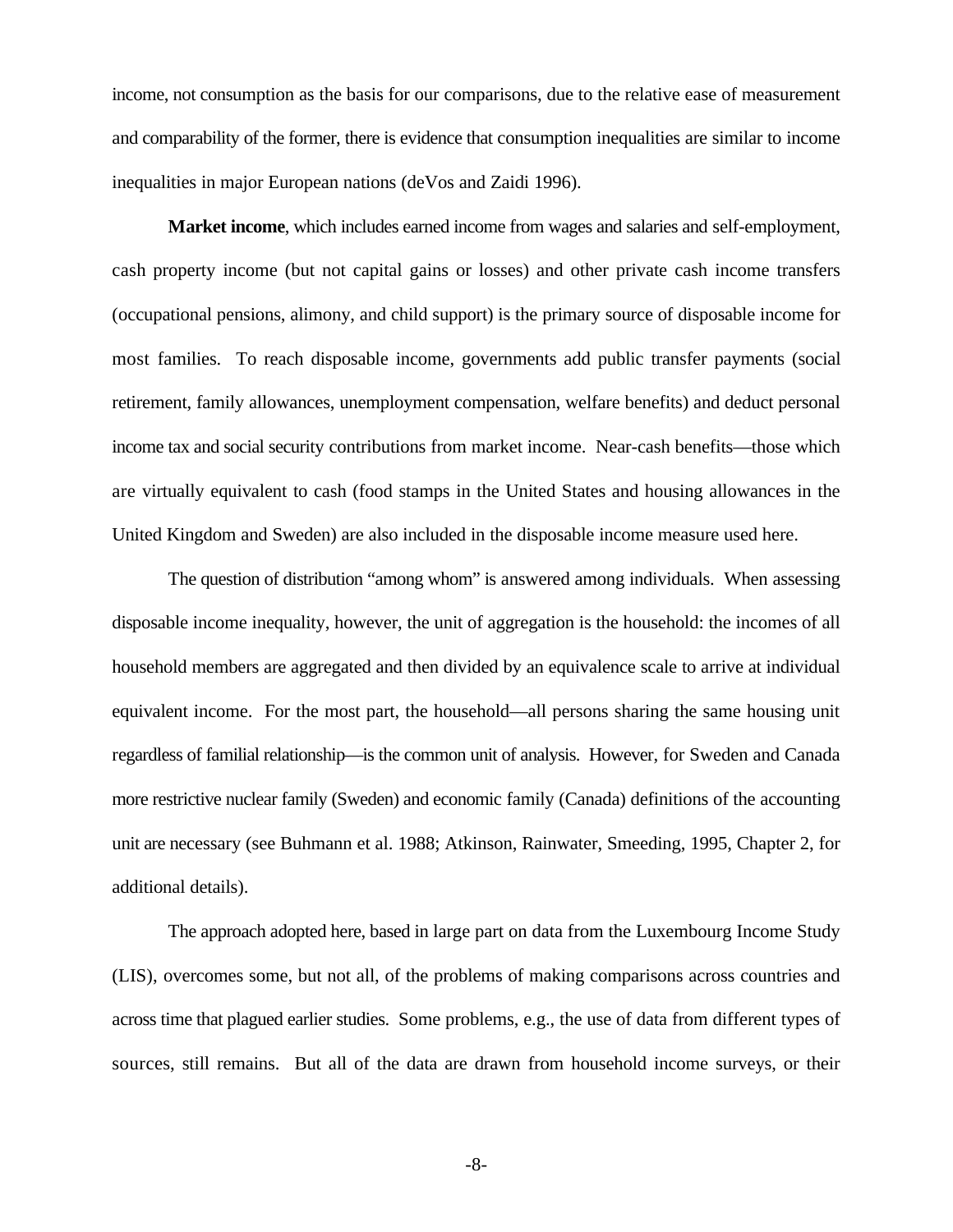income, not consumption as the basis for our comparisons, due to the relative ease of measurement and comparability of the former, there is evidence that consumption inequalities are similar to income inequalities in major European nations (deVos and Zaidi 1996).

**Market income**, which includes earned income from wages and salaries and self-employment, cash property income (but not capital gains or losses) and other private cash income transfers (occupational pensions, alimony, and child support) is the primary source of disposable income for most families. To reach disposable income, governments add public transfer payments (social retirement, family allowances, unemployment compensation, welfare benefits) and deduct personal income tax and social security contributions from market income. Near-cash benefits—those which are virtually equivalent to cash (food stamps in the United States and housing allowances in the United Kingdom and Sweden) are also included in the disposable income measure used here.

The question of distribution "among whom" is answered among individuals. When assessing disposable income inequality, however, the unit of aggregation is the household: the incomes of all household members are aggregated and then divided by an equivalence scale to arrive at individual equivalent income. For the most part, the household—all persons sharing the same housing unit regardless of familial relationship—is the common unit of analysis. However, for Sweden and Canada more restrictive nuclear family (Sweden) and economic family (Canada) definitions of the accounting unit are necessary (see Buhmann et al. 1988; Atkinson, Rainwater, Smeeding, 1995, Chapter 2, for additional details).

The approach adopted here, based in large part on data from the Luxembourg Income Study (LIS), overcomes some, but not all, of the problems of making comparisons across countries and across time that plagued earlier studies. Some problems, e.g., the use of data from different types of sources, still remains. But all of the data are drawn from household income surveys, or their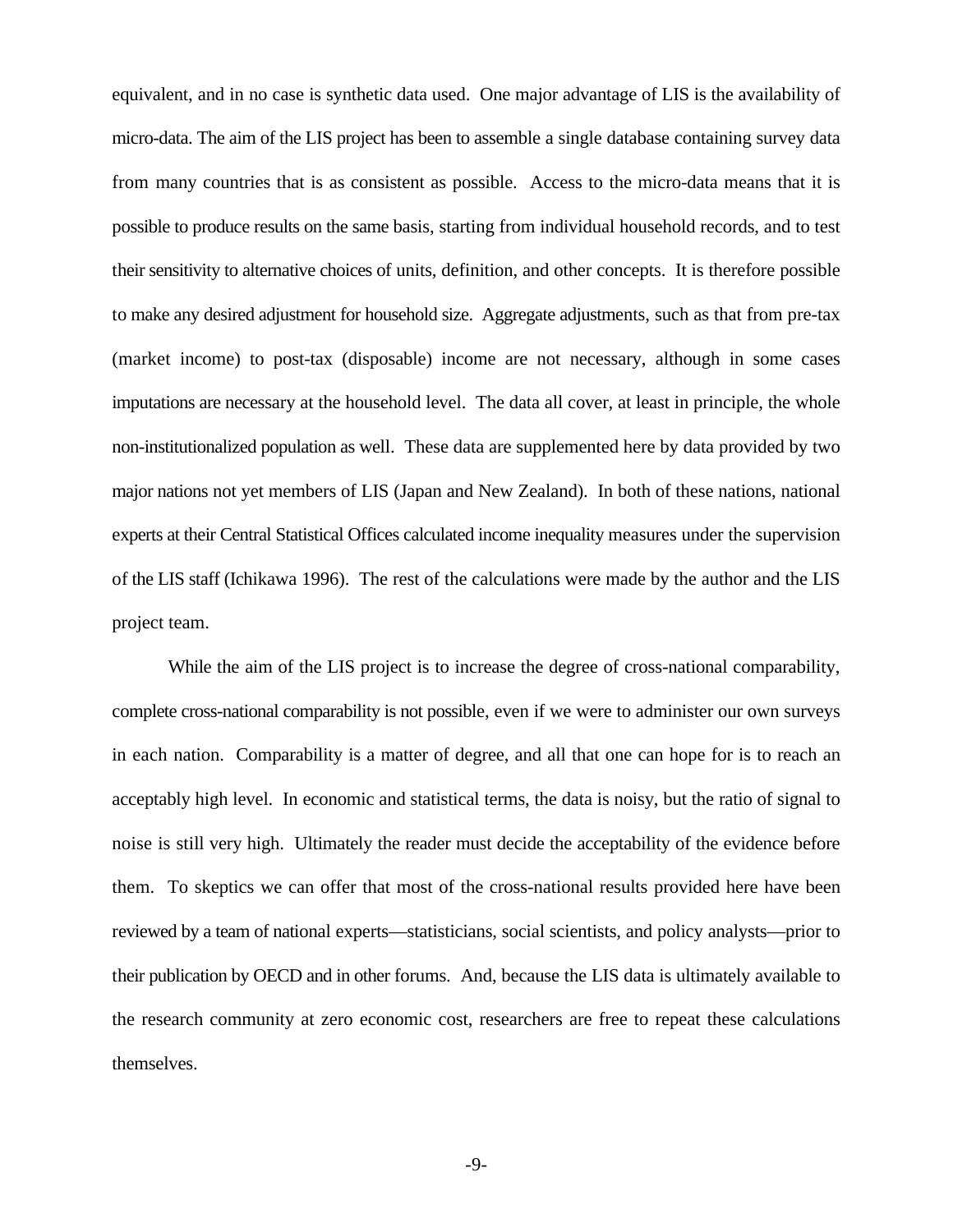equivalent, and in no case is synthetic data used. One major advantage of LIS is the availability of micro-data. The aim of the LIS project has been to assemble a single database containing survey data from many countries that is as consistent as possible. Access to the micro-data means that it is possible to produce results on the same basis, starting from individual household records, and to test their sensitivity to alternative choices of units, definition, and other concepts. It is therefore possible to make any desired adjustment for household size. Aggregate adjustments, such as that from pre-tax (market income) to post-tax (disposable) income are not necessary, although in some cases imputations are necessary at the household level. The data all cover, at least in principle, the whole non-institutionalized population as well. These data are supplemented here by data provided by two major nations not yet members of LIS (Japan and New Zealand). In both of these nations, national experts at their Central Statistical Offices calculated income inequality measures under the supervision of the LIS staff (Ichikawa 1996). The rest of the calculations were made by the author and the LIS project team.

While the aim of the LIS project is to increase the degree of cross-national comparability, complete cross-national comparability is not possible, even if we were to administer our own surveys in each nation. Comparability is a matter of degree, and all that one can hope for is to reach an acceptably high level. In economic and statistical terms, the data is noisy, but the ratio of signal to noise is still very high. Ultimately the reader must decide the acceptability of the evidence before them. To skeptics we can offer that most of the cross-national results provided here have been reviewed by a team of national experts—statisticians, social scientists, and policy analysts—prior to their publication by OECD and in other forums. And, because the LIS data is ultimately available to the research community at zero economic cost, researchers are free to repeat these calculations themselves.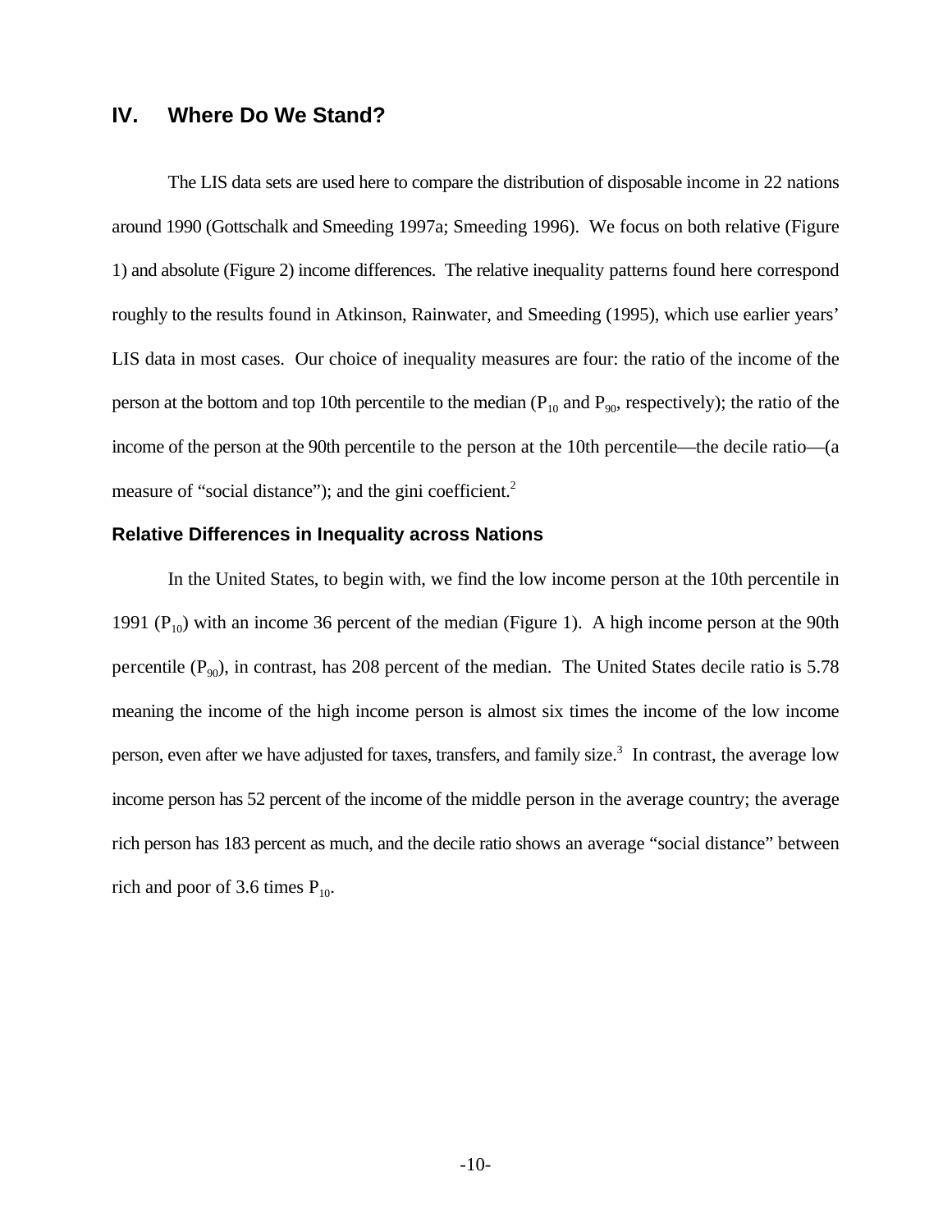## IV. Where Do We Stand?

The LIS data sets are used here to compare the distribution of disposable income in 22 nations around 1990 (Gottschalk and Smeeding 1997a; Smeeding 1996). We focus on both relative (Figure 1) and absolute (Figure 2) income differences. The relative inequality patterns found here correspond roughly to the results found in Atkinson, Rainwater, and Smeeding (1995), which use earlier years' LIS data in most cases. Our choice of inequality measures are four: the ratio of the income of the person at the bottom and top 10th percentile to the median ($P_{10}$ and $P_{90}$, respectively); the ratio of the income of the person at the 90th percentile to the person at the 10th percentile—the decile ratio—(a measure of "social distance"); and the gini coefficient.[2]

### Relative Differences in Inequality across Nations

In the United States, to begin with, we find the low income person at the 10th percentile in 1991 ($P_{10}$) with an income 36 percent of the median (Figure 1). A high income person at the 90th percentile ($P_{90}$), in contrast, has 208 percent of the median. The United States decile ratio is 5.78 meaning the income of the high income person is almost six times the income of the low income person, even after we have adjusted for taxes, transfers, and family size.[3] In contrast, the average low income person has 52 percent of the income of the middle person in the average country; the average rich person has 183 percent as much, and the decile ratio shows an average "social distance" between rich and poor of 3.6 times $P_{10}$.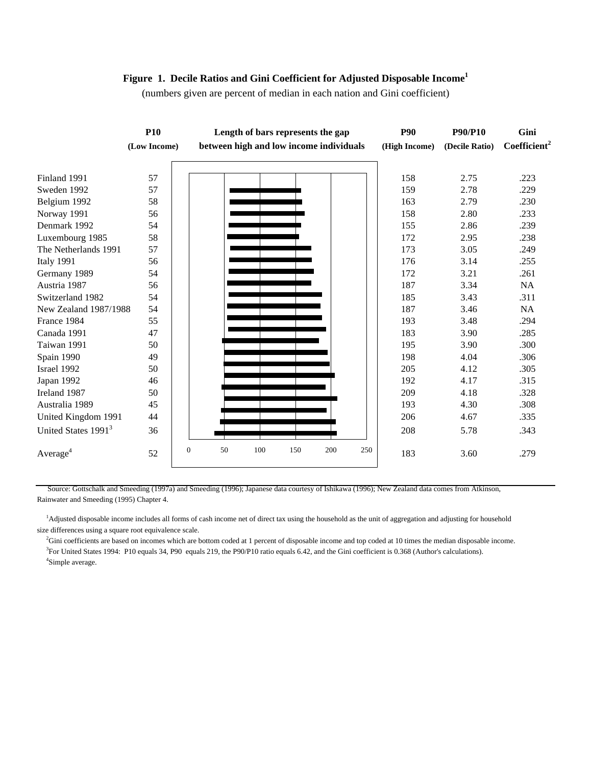**Figure 1. Decile Ratios and Gini Coefficient for Adjusted Disposable Income[1]**

(numbers given are percent of median in each nation and Gini coefficient)

| | P10 (Low Income) | Length of bars represents the gap between high and low income individuals | P90 (High Income) | P90/P10 (Decile Ratio) | Gini Coefficient[2] |
|---|---|---|---|---|---|
| Finland 1991 | 57 | | 158 | 2.75 | .223 |
| Sweden 1992 | 57 | | 159 | 2.78 | .229 |
| Belgium 1992 | 58 | | 163 | 2.79 | .230 |
| Norway 1991 | 56 | | 158 | 2.80 | .233 |
| Denmark 1992 | 54 | | 155 | 2.86 | .239 |
| Luxembourg 1985 | 58 | | 172 | 2.95 | .238 |
| The Netherlands 1991 | 57 | | 173 | 3.05 | .249 |
| Italy 1991 | 56 | | 176 | 3.14 | .255 |
| Germany 1989 | 54 | | 172 | 3.21 | .261 |
| Austria 1987 | 56 | | 187 | 3.34 | NA |
| Switzerland 1982 | 54 | | 185 | 3.43 | .311 |
| New Zealand 1987/1988 | 54 | | 187 | 3.46 | NA |
| France 1984 | 55 | | 193 | 3.48 | .294 |
| Canada 1991 | 47 | | 183 | 3.90 | .285 |
| Taiwan 1991 | 50 | | 195 | 3.90 | .300 |
| Spain 1990 | 49 | | 198 | 4.04 | .306 |
| Israel 1992 | 50 | | 205 | 4.12 | .305 |
| Japan 1992 | 46 | | 192 | 4.17 | .315 |
| Ireland 1987 | 50 | | 209 | 4.18 | .328 |
| Australia 1989 | 45 | | 193 | 4.30 | .308 |
| United Kingdom 1991 | 44 | | 206 | 4.67 | .335 |
| United States 1991[3] | 36 | | 208 | 5.78 | .343 |
| Average[4] | 52 | 0 50 100 150 200 250 | 183 | 3.60 | .279 |

Source: Gottschalk and Smeeding (1997a) and Smeeding (1996); Japanese data courtesy of Ishikawa (1996); New Zealand data comes from Atkinson, Rainwater and Smeeding (1995) Chapter 4.

[1]Adjusted disposable income includes all forms of cash income net of direct tax using the household as the unit of aggregation and adjusting for household size differences using a square root equivalence scale.

[2]Gini coefficients are based on incomes which are bottom coded at 1 percent of disposable income and top coded at 10 times the median disposable income.

[3]For United States 1994: P10 equals 34, P90 equals 219, the P90/P10 ratio equals 6.42, and the Gini coefficient is 0.368 (Author's calculations).

[4]Simple average.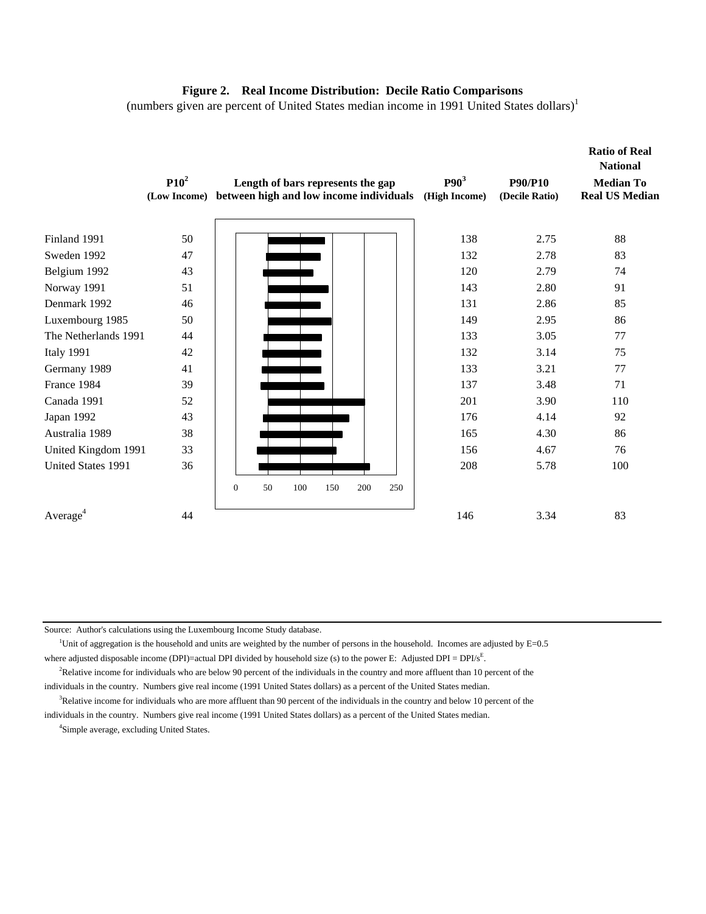**Figure 2. Real Income Distribution: Decile Ratio Comparisons**

(numbers given are percent of United States median income in 1991 United States dollars)[1]

| | P10[2] (Low Income) | Length of bars represents the gap between high and low income individuals | P90[3] (High Income) | P90/P10 (Decile Ratio) | Ratio of Real National Median To Real US Median |
|---|---|---|---|---|---|
| Finland 1991 | 50 | | 138 | 2.75 | 88 |
| Sweden 1992 | 47 | | 132 | 2.78 | 83 |
| Belgium 1992 | 43 | | 120 | 2.79 | 74 |
| Norway 1991 | 51 | | 143 | 2.80 | 91 |
| Denmark 1992 | 46 | | 131 | 2.86 | 85 |
| Luxembourg 1985 | 50 | | 149 | 2.95 | 86 |
| The Netherlands 1991 | 44 | | 133 | 3.05 | 77 |
| Italy 1991 | 42 | | 132 | 3.14 | 75 |
| Germany 1989 | 41 | | 133 | 3.21 | 77 |
| France 1984 | 39 | | 137 | 3.48 | 71 |
| Canada 1991 | 52 | | 201 | 3.90 | 110 |
| Japan 1992 | 43 | | 176 | 4.14 | 92 |
| Australia 1989 | 38 | | 165 | 4.30 | 86 |
| United Kingdom 1991 | 33 | | 156 | 4.67 | 76 |
| United States 1991 | 36 | | 208 | 5.78 | 100 |
| Average[4] | 44 | | 146 | 3.34 | 83 |

Source: Author's calculations using the Luxembourg Income Study database.

[1]Unit of aggregation is the household and units are weighted by the number of persons in the household. Incomes are adjusted by E=0.5 where adjusted disposable income (DPI)=actual DPI divided by household size (s) to the power E: Adjusted DPI = $DPI/s^E$.

[2]Relative income for individuals who are below 90 percent of the individuals in the country and more affluent than 10 percent of the individuals in the country. Numbers give real income (1991 United States dollars) as a percent of the United States median.

[3]Relative income for individuals who are more affluent than 90 percent of the individuals in the country and below 10 percent of the individuals in the country. Numbers give real income (1991 United States dollars) as a percent of the United States median.

[4]Simple average, excluding United States.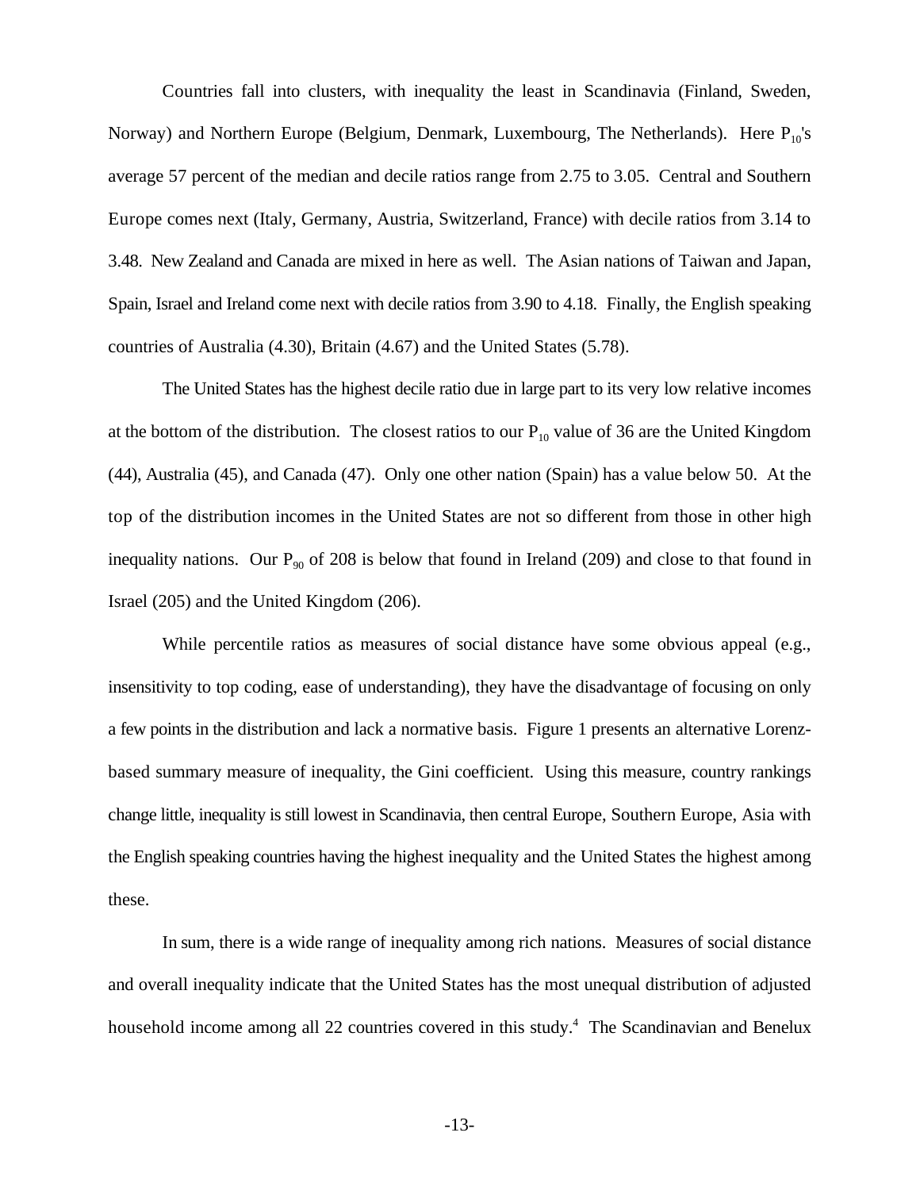Countries fall into clusters, with inequality the least in Scandinavia (Finland, Sweden, Norway) and Northern Europe (Belgium, Denmark, Luxembourg, The Netherlands). Here $P_{10}$'s average 57 percent of the median and decile ratios range from 2.75 to 3.05. Central and Southern Europe comes next (Italy, Germany, Austria, Switzerland, France) with decile ratios from 3.14 to 3.48. New Zealand and Canada are mixed in here as well. The Asian nations of Taiwan and Japan, Spain, Israel and Ireland come next with decile ratios from 3.90 to 4.18. Finally, the English speaking countries of Australia (4.30), Britain (4.67) and the United States (5.78).

The United States has the highest decile ratio due in large part to its very low relative incomes at the bottom of the distribution. The closest ratios to our $P_{10}$ value of 36 are the United Kingdom (44), Australia (45), and Canada (47). Only one other nation (Spain) has a value below 50. At the top of the distribution incomes in the United States are not so different from those in other high inequality nations. Our $P_{90}$ of 208 is below that found in Ireland (209) and close to that found in Israel (205) and the United Kingdom (206).

While percentile ratios as measures of social distance have some obvious appeal (e.g., insensitivity to top coding, ease of understanding), they have the disadvantage of focusing on only a few points in the distribution and lack a normative basis. Figure 1 presents an alternative Lorenz-based summary measure of inequality, the Gini coefficient. Using this measure, country rankings change little, inequality is still lowest in Scandinavia, then central Europe, Southern Europe, Asia with the English speaking countries having the highest inequality and the United States the highest among these.

In sum, there is a wide range of inequality among rich nations. Measures of social distance and overall inequality indicate that the United States has the most unequal distribution of adjusted household income among all 22 countries covered in this study.[4] The Scandinavian and Benelux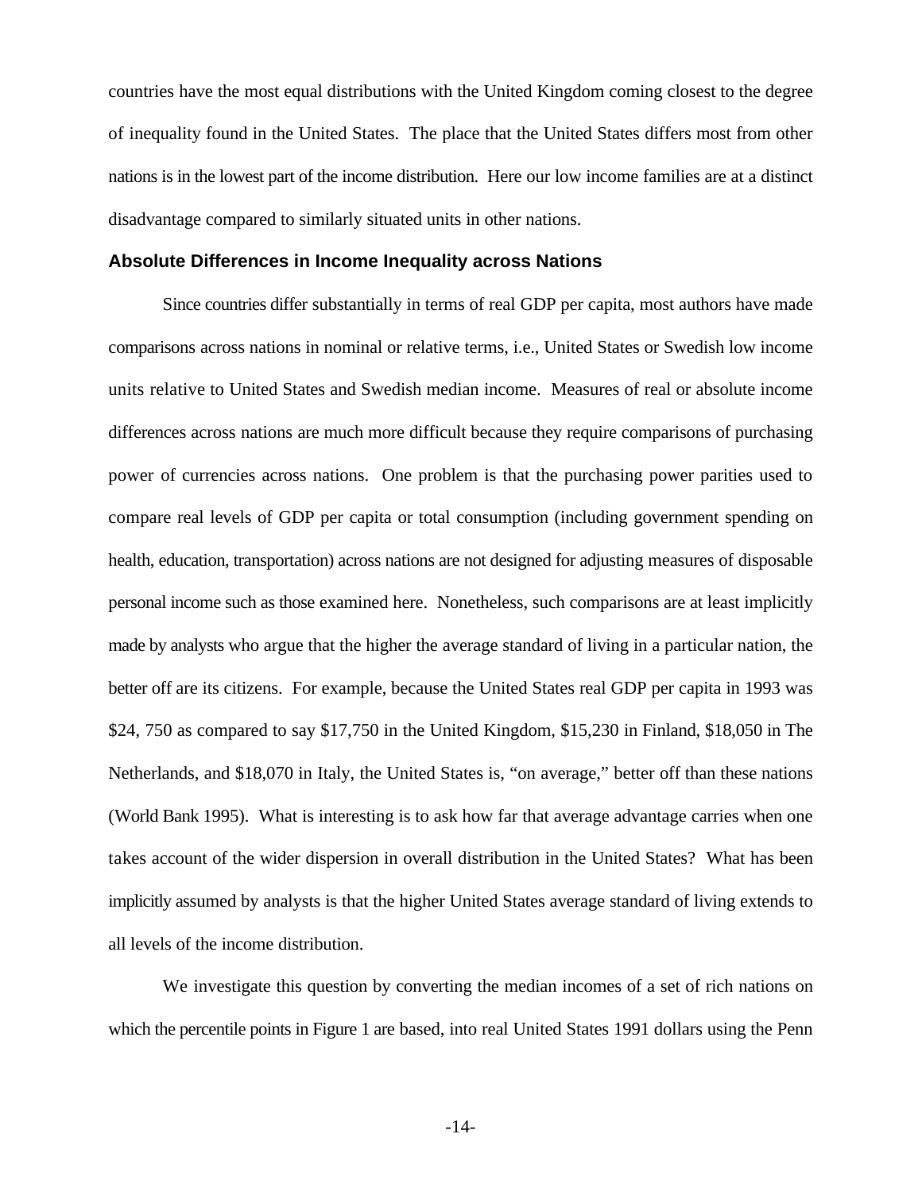countries have the most equal distributions with the United Kingdom coming closest to the degree of inequality found in the United States. The place that the United States differs most from other nations is in the lowest part of the income distribution. Here our low income families are at a distinct disadvantage compared to similarly situated units in other nations.

### Absolute Differences in Income Inequality across Nations

Since countries differ substantially in terms of real GDP per capita, most authors have made comparisons across nations in nominal or relative terms, i.e., United States or Swedish low income units relative to United States and Swedish median income. Measures of real or absolute income differences across nations are much more difficult because they require comparisons of purchasing power of currencies across nations. One problem is that the purchasing power parities used to compare real levels of GDP per capita or total consumption (including government spending on health, education, transportation) across nations are not designed for adjusting measures of disposable personal income such as those examined here. Nonetheless, such comparisons are at least implicitly made by analysts who argue that the higher the average standard of living in a particular nation, the better off are its citizens. For example, because the United States real GDP per capita in 1993 was $24, 750 as compared to say $17,750 in the United Kingdom, $15,230 in Finland, $18,050 in The Netherlands, and $18,070 in Italy, the United States is, "on average," better off than these nations (World Bank 1995). What is interesting is to ask how far that average advantage carries when one takes account of the wider dispersion in overall distribution in the United States? What has been implicitly assumed by analysts is that the higher United States average standard of living extends to all levels of the income distribution.

We investigate this question by converting the median incomes of a set of rich nations on which the percentile points in Figure 1 are based, into real United States 1991 dollars using the Penn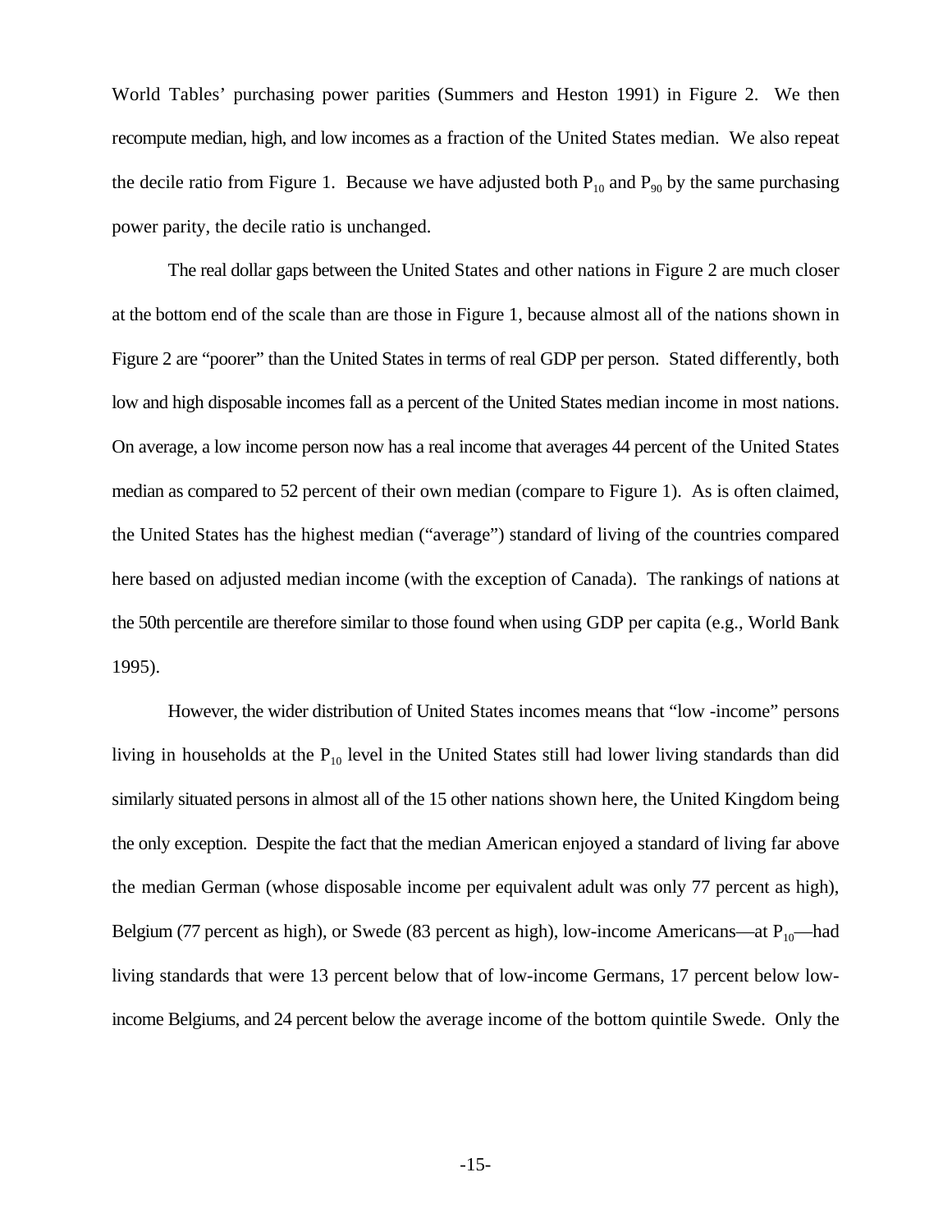World Tables' purchasing power parities (Summers and Heston 1991) in Figure 2. We then recompute median, high, and low incomes as a fraction of the United States median. We also repeat the decile ratio from Figure 1. Because we have adjusted both $P_{10}$ and $P_{90}$ by the same purchasing power parity, the decile ratio is unchanged.

The real dollar gaps between the United States and other nations in Figure 2 are much closer at the bottom end of the scale than are those in Figure 1, because almost all of the nations shown in Figure 2 are "poorer" than the United States in terms of real GDP per person. Stated differently, both low and high disposable incomes fall as a percent of the United States median income in most nations. On average, a low income person now has a real income that averages 44 percent of the United States median as compared to 52 percent of their own median (compare to Figure 1). As is often claimed, the United States has the highest median ("average") standard of living of the countries compared here based on adjusted median income (with the exception of Canada). The rankings of nations at the 50th percentile are therefore similar to those found when using GDP per capita (e.g., World Bank 1995).

However, the wider distribution of United States incomes means that "low -income" persons living in households at the $P_{10}$ level in the United States still had lower living standards than did similarly situated persons in almost all of the 15 other nations shown here, the United Kingdom being the only exception. Despite the fact that the median American enjoyed a standard of living far above the median German (whose disposable income per equivalent adult was only 77 percent as high), Belgium (77 percent as high), or Swede (83 percent as high), low-income Americans—at $P_{10}$—had living standards that were 13 percent below that of low-income Germans, 17 percent below low-income Belgiums, and 24 percent below the average income of the bottom quintile Swede. Only the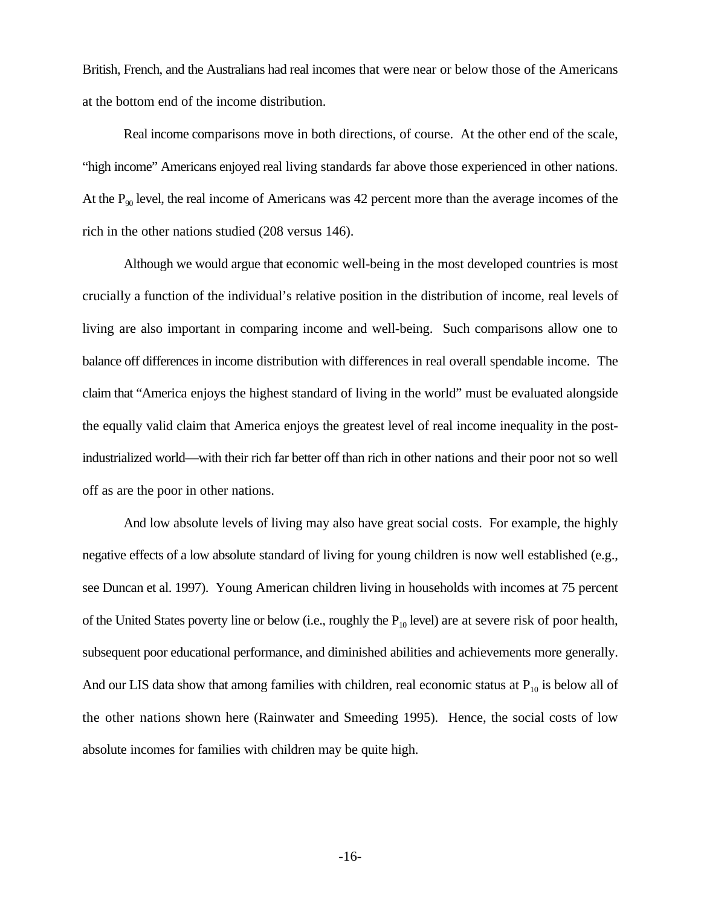British, French, and the Australians had real incomes that were near or below those of the Americans at the bottom end of the income distribution.

Real income comparisons move in both directions, of course. At the other end of the scale, "high income" Americans enjoyed real living standards far above those experienced in other nations. At the $P_{90}$ level, the real income of Americans was 42 percent more than the average incomes of the rich in the other nations studied (208 versus 146).

Although we would argue that economic well-being in the most developed countries is most crucially a function of the individual's relative position in the distribution of income, real levels of living are also important in comparing income and well-being. Such comparisons allow one to balance off differences in income distribution with differences in real overall spendable income. The claim that "America enjoys the highest standard of living in the world" must be evaluated alongside the equally valid claim that America enjoys the greatest level of real income inequality in the post-industrialized world—with their rich far better off than rich in other nations and their poor not so well off as are the poor in other nations.

And low absolute levels of living may also have great social costs. For example, the highly negative effects of a low absolute standard of living for young children is now well established (e.g., see Duncan et al. 1997). Young American children living in households with incomes at 75 percent of the United States poverty line or below (i.e., roughly the $P_{10}$ level) are at severe risk of poor health, subsequent poor educational performance, and diminished abilities and achievements more generally. And our LIS data show that among families with children, real economic status at $P_{10}$ is below all of the other nations shown here (Rainwater and Smeeding 1995). Hence, the social costs of low absolute incomes for families with children may be quite high.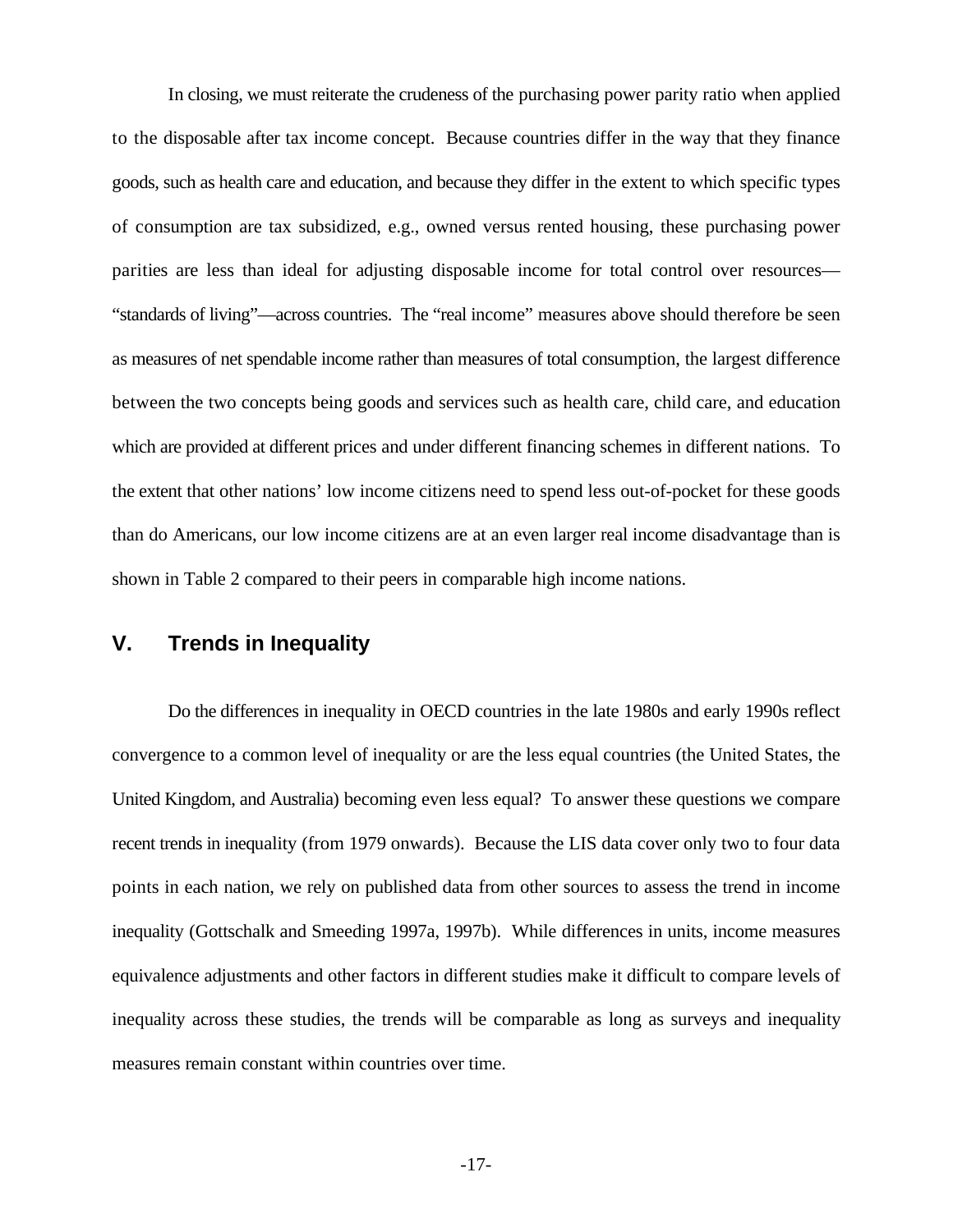In closing, we must reiterate the crudeness of the purchasing power parity ratio when applied to the disposable after tax income concept. Because countries differ in the way that they finance goods, such as health care and education, and because they differ in the extent to which specific types of consumption are tax subsidized, e.g., owned versus rented housing, these purchasing power parities are less than ideal for adjusting disposable income for total control over resources—"standards of living"—across countries. The "real income" measures above should therefore be seen as measures of net spendable income rather than measures of total consumption, the largest difference between the two concepts being goods and services such as health care, child care, and education which are provided at different prices and under different financing schemes in different nations. To the extent that other nations' low income citizens need to spend less out-of-pocket for these goods than do Americans, our low income citizens are at an even larger real income disadvantage than is shown in Table 2 compared to their peers in comparable high income nations.

## V. Trends in Inequality

Do the differences in inequality in OECD countries in the late 1980s and early 1990s reflect convergence to a common level of inequality or are the less equal countries (the United States, the United Kingdom, and Australia) becoming even less equal? To answer these questions we compare recent trends in inequality (from 1979 onwards). Because the LIS data cover only two to four data points in each nation, we rely on published data from other sources to assess the trend in income inequality (Gottschalk and Smeeding 1997a, 1997b). While differences in units, income measures equivalence adjustments and other factors in different studies make it difficult to compare levels of inequality across these studies, the trends will be comparable as long as surveys and inequality measures remain constant within countries over time.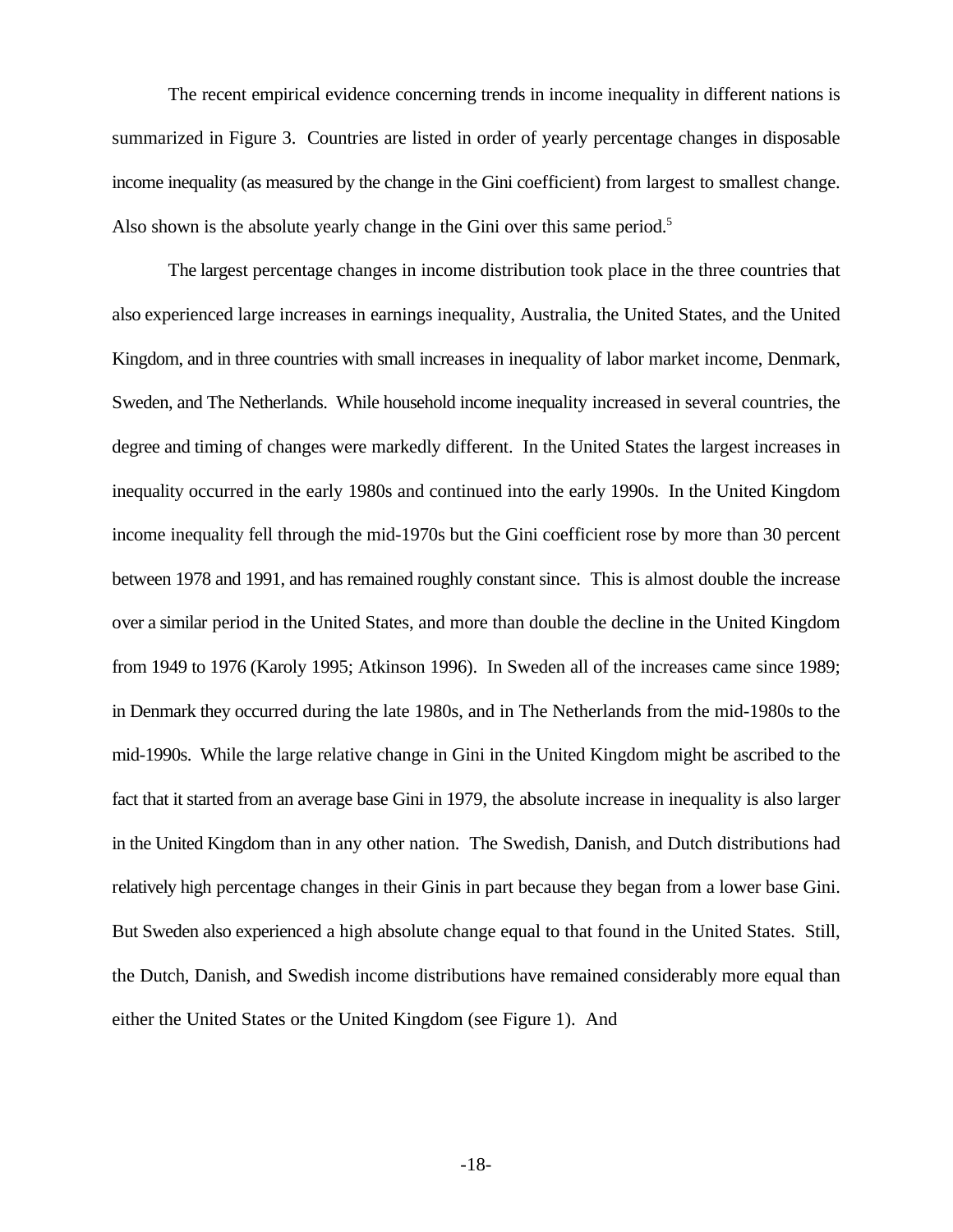The recent empirical evidence concerning trends in income inequality in different nations is summarized in Figure 3. Countries are listed in order of yearly percentage changes in disposable income inequality (as measured by the change in the Gini coefficient) from largest to smallest change. Also shown is the absolute yearly change in the Gini over this same period.[5]

The largest percentage changes in income distribution took place in the three countries that also experienced large increases in earnings inequality, Australia, the United States, and the United Kingdom, and in three countries with small increases in inequality of labor market income, Denmark, Sweden, and The Netherlands. While household income inequality increased in several countries, the degree and timing of changes were markedly different. In the United States the largest increases in inequality occurred in the early 1980s and continued into the early 1990s. In the United Kingdom income inequality fell through the mid-1970s but the Gini coefficient rose by more than 30 percent between 1978 and 1991, and has remained roughly constant since. This is almost double the increase over a similar period in the United States, and more than double the decline in the United Kingdom from 1949 to 1976 (Karoly 1995; Atkinson 1996). In Sweden all of the increases came since 1989; in Denmark they occurred during the late 1980s, and in The Netherlands from the mid-1980s to the mid-1990s. While the large relative change in Gini in the United Kingdom might be ascribed to the fact that it started from an average base Gini in 1979, the absolute increase in inequality is also larger in the United Kingdom than in any other nation. The Swedish, Danish, and Dutch distributions had relatively high percentage changes in their Ginis in part because they began from a lower base Gini. But Sweden also experienced a high absolute change equal to that found in the United States. Still, the Dutch, Danish, and Swedish income distributions have remained considerably more equal than either the United States or the United Kingdom (see Figure 1). And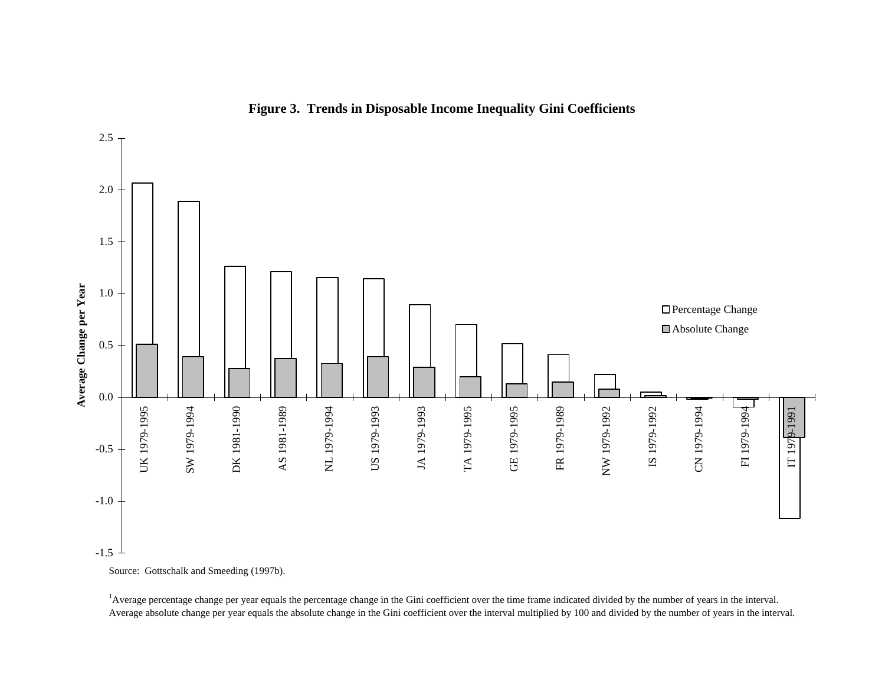**Figure 3. Trends in Disposable Income Inequality Gini Coefficients**

Source: Gottschalk and Smeeding (1997b).

[1]Average percentage change per year equals the percentage change in the Gini coefficient over the time frame indicated divided by the number of years in the interval. Average absolute change per year equals the absolute change in the Gini coefficient over the interval multiplied by 100 and divided by the number of years in the interval.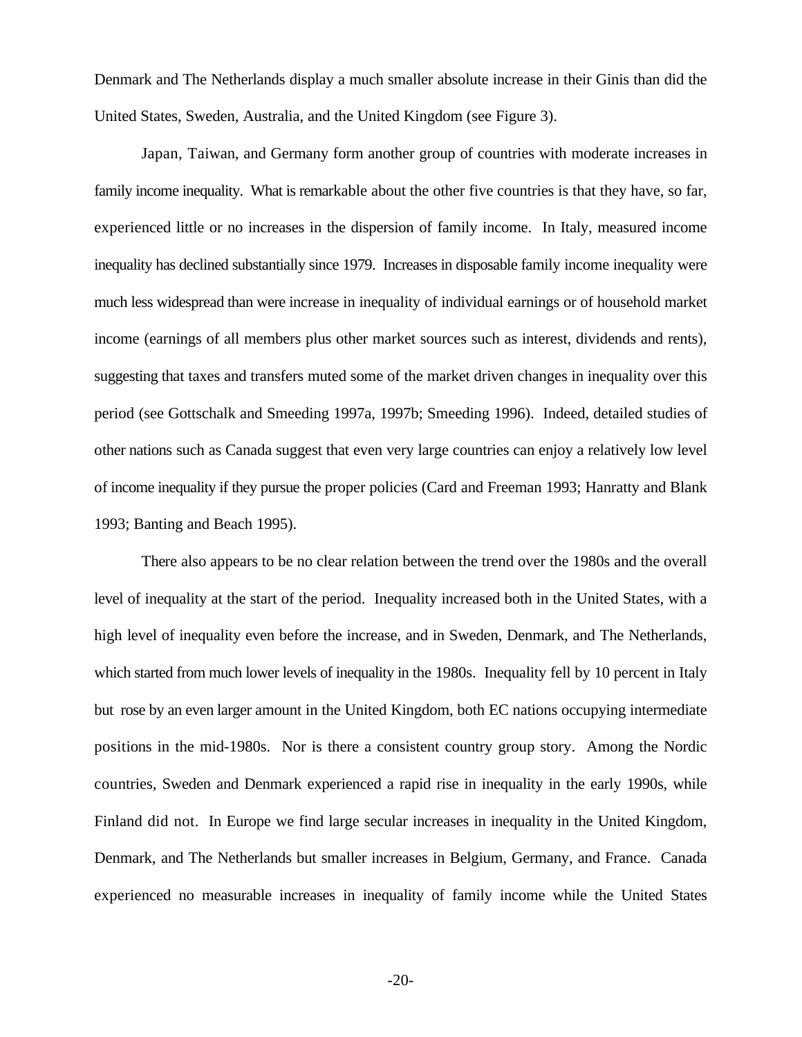Denmark and The Netherlands display a much smaller absolute increase in their Ginis than did the United States, Sweden, Australia, and the United Kingdom (see Figure 3).

Japan, Taiwan, and Germany form another group of countries with moderate increases in family income inequality. What is remarkable about the other five countries is that they have, so far, experienced little or no increases in the dispersion of family income. In Italy, measured income inequality has declined substantially since 1979. Increases in disposable family income inequality were much less widespread than were increase in inequality of individual earnings or of household market income (earnings of all members plus other market sources such as interest, dividends and rents), suggesting that taxes and transfers muted some of the market driven changes in inequality over this period (see Gottschalk and Smeeding 1997a, 1997b; Smeeding 1996). Indeed, detailed studies of other nations such as Canada suggest that even very large countries can enjoy a relatively low level of income inequality if they pursue the proper policies (Card and Freeman 1993; Hanratty and Blank 1993; Banting and Beach 1995).

There also appears to be no clear relation between the trend over the 1980s and the overall level of inequality at the start of the period. Inequality increased both in the United States, with a high level of inequality even before the increase, and in Sweden, Denmark, and The Netherlands, which started from much lower levels of inequality in the 1980s. Inequality fell by 10 percent in Italy but rose by an even larger amount in the United Kingdom, both EC nations occupying intermediate positions in the mid-1980s. Nor is there a consistent country group story. Among the Nordic countries, Sweden and Denmark experienced a rapid rise in inequality in the early 1990s, while Finland did not. In Europe we find large secular increases in inequality in the United Kingdom, Denmark, and The Netherlands but smaller increases in Belgium, Germany, and France. Canada experienced no measurable increases in inequality of family income while the United States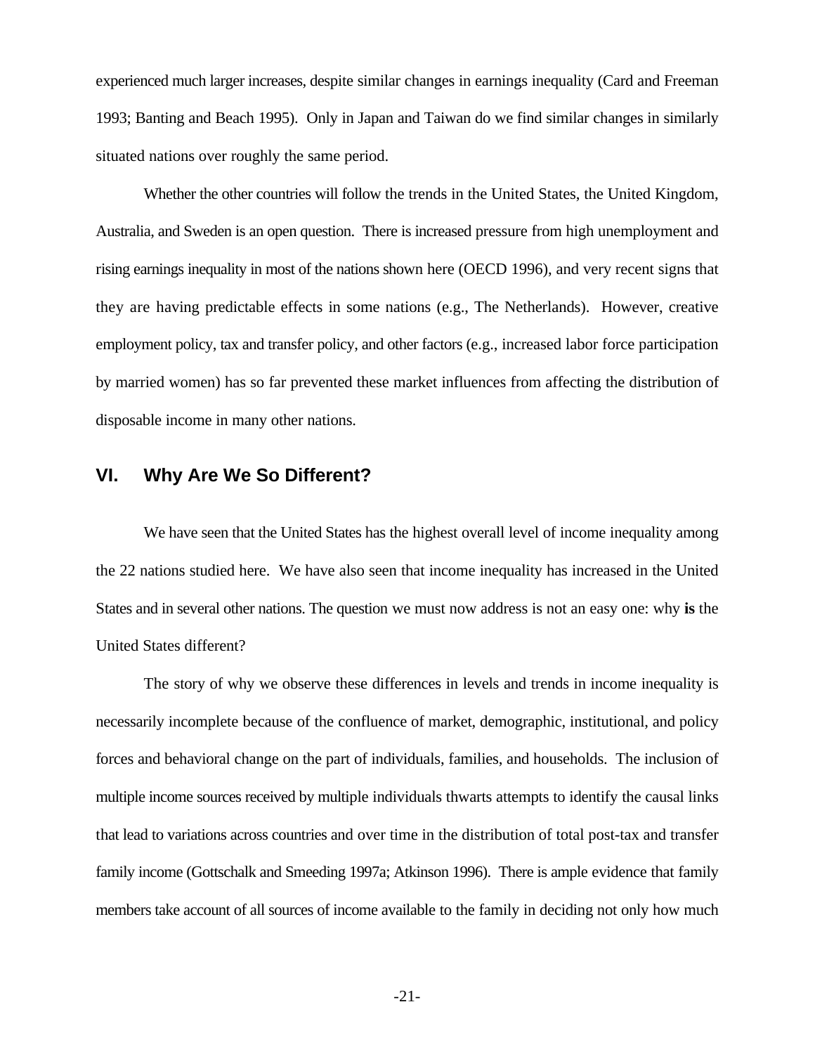experienced much larger increases, despite similar changes in earnings inequality (Card and Freeman 1993; Banting and Beach 1995). Only in Japan and Taiwan do we find similar changes in similarly situated nations over roughly the same period.

Whether the other countries will follow the trends in the United States, the United Kingdom, Australia, and Sweden is an open question. There is increased pressure from high unemployment and rising earnings inequality in most of the nations shown here (OECD 1996), and very recent signs that they are having predictable effects in some nations (e.g., The Netherlands). However, creative employment policy, tax and transfer policy, and other factors (e.g., increased labor force participation by married women) has so far prevented these market influences from affecting the distribution of disposable income in many other nations.

## VI. Why Are We So Different?

We have seen that the United States has the highest overall level of income inequality among the 22 nations studied here. We have also seen that income inequality has increased in the United States and in several other nations. The question we must now address is not an easy one: why **is** the United States different?

The story of why we observe these differences in levels and trends in income inequality is necessarily incomplete because of the confluence of market, demographic, institutional, and policy forces and behavioral change on the part of individuals, families, and households. The inclusion of multiple income sources received by multiple individuals thwarts attempts to identify the causal links that lead to variations across countries and over time in the distribution of total post-tax and transfer family income (Gottschalk and Smeeding 1997a; Atkinson 1996). There is ample evidence that family members take account of all sources of income available to the family in deciding not only how much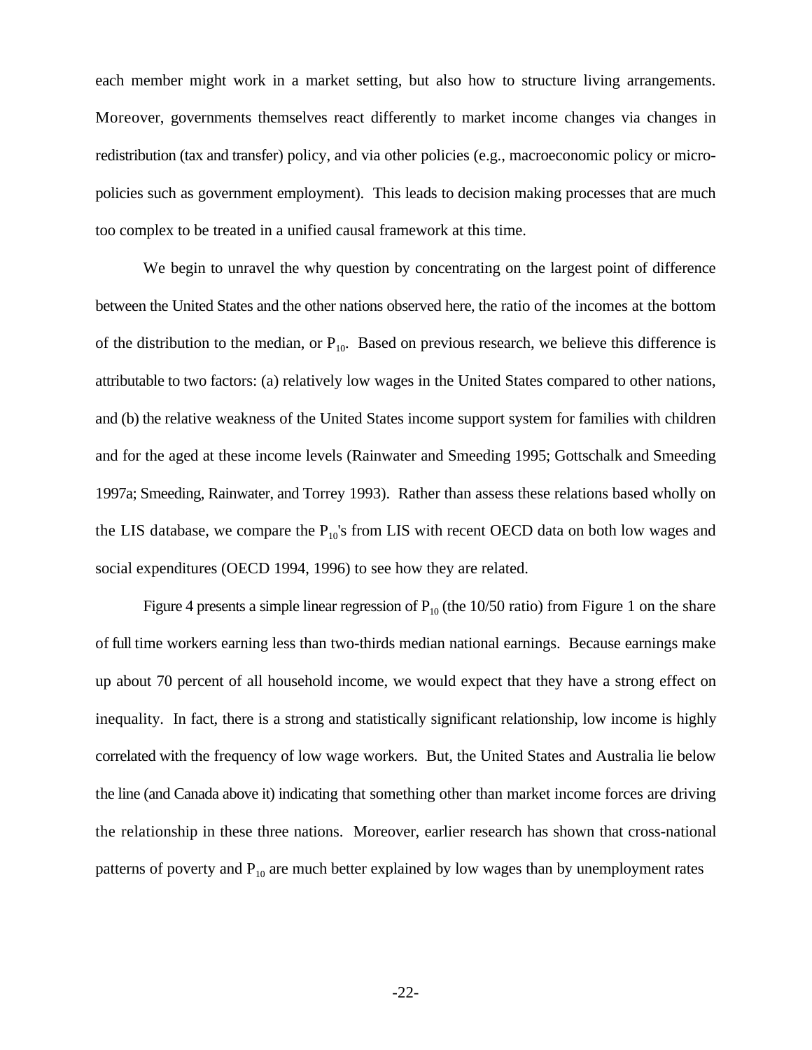each member might work in a market setting, but also how to structure living arrangements. Moreover, governments themselves react differently to market income changes via changes in redistribution (tax and transfer) policy, and via other policies (e.g., macroeconomic policy or micro-policies such as government employment). This leads to decision making processes that are much too complex to be treated in a unified causal framework at this time.

We begin to unravel the why question by concentrating on the largest point of difference between the United States and the other nations observed here, the ratio of the incomes at the bottom of the distribution to the median, or $P_{10}$. Based on previous research, we believe this difference is attributable to two factors: (a) relatively low wages in the United States compared to other nations, and (b) the relative weakness of the United States income support system for families with children and for the aged at these income levels (Rainwater and Smeeding 1995; Gottschalk and Smeeding 1997a; Smeeding, Rainwater, and Torrey 1993). Rather than assess these relations based wholly on the LIS database, we compare the $P_{10}$'s from LIS with recent OECD data on both low wages and social expenditures (OECD 1994, 1996) to see how they are related.

Figure 4 presents a simple linear regression of $P_{10}$ (the 10/50 ratio) from Figure 1 on the share of full time workers earning less than two-thirds median national earnings. Because earnings make up about 70 percent of all household income, we would expect that they have a strong effect on inequality. In fact, there is a strong and statistically significant relationship, low income is highly correlated with the frequency of low wage workers. But, the United States and Australia lie below the line (and Canada above it) indicating that something other than market income forces are driving the relationship in these three nations. Moreover, earlier research has shown that cross-national patterns of poverty and $P_{10}$ are much better explained by low wages than by unemployment rates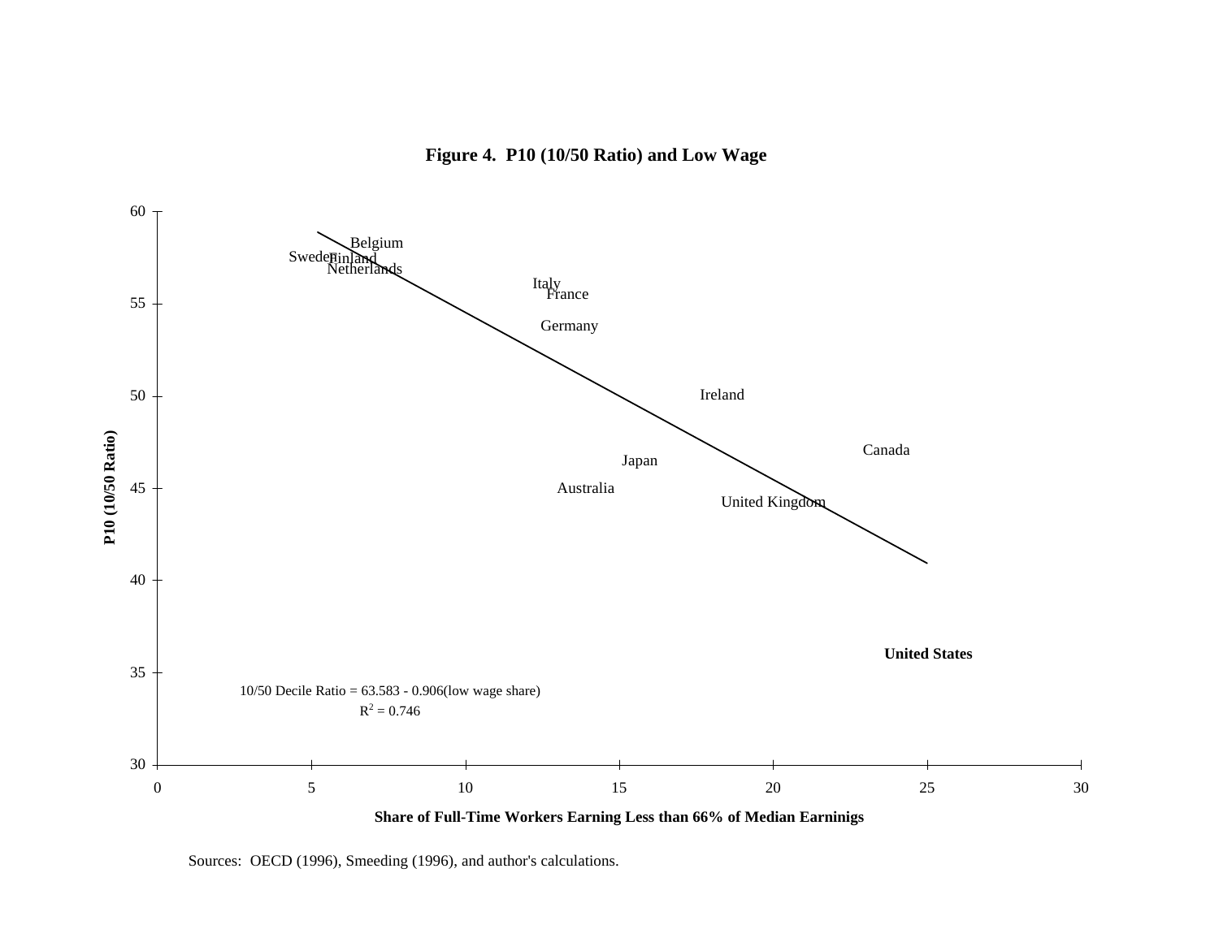**Figure 4. P10 (10/50 Ratio) and Low Wage**

P10 (10/50 Ratio)

Belgium
Sweden Finland
Netherlands
Italy
France
Germany
Ireland
Canada
Japan
Australia
United Kingdom
**United States**

10/50 Decile Ratio = 63.583 - 0.906(low wage share)
$R^2 = 0.746$

**Share of Full-Time Workers Earning Less than 66% of Median Earninigs**

Sources: OECD (1996), Smeeding (1996), and author's calculations.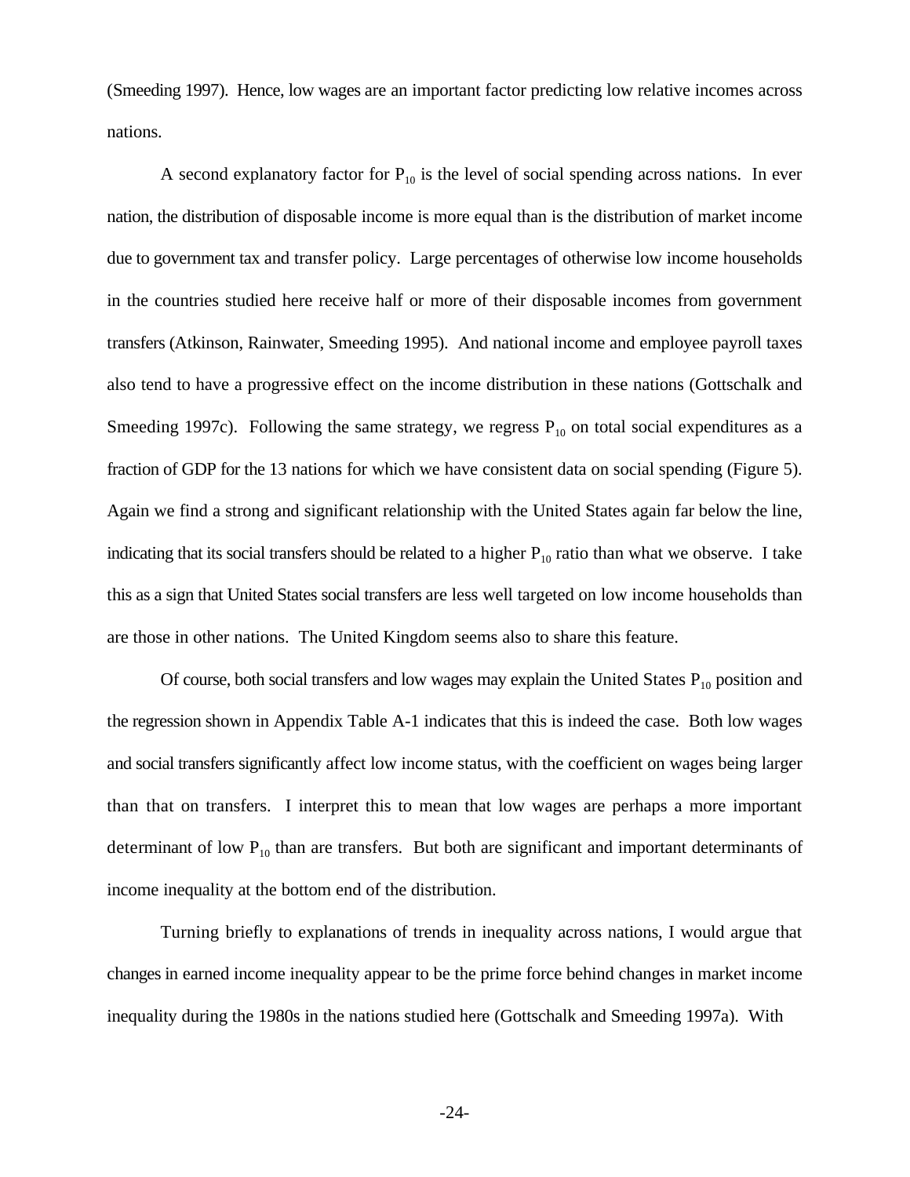(Smeeding 1997). Hence, low wages are an important factor predicting low relative incomes across nations.

A second explanatory factor for $P_{10}$ is the level of social spending across nations. In ever nation, the distribution of disposable income is more equal than is the distribution of market income due to government tax and transfer policy. Large percentages of otherwise low income households in the countries studied here receive half or more of their disposable incomes from government transfers (Atkinson, Rainwater, Smeeding 1995). And national income and employee payroll taxes also tend to have a progressive effect on the income distribution in these nations (Gottschalk and Smeeding 1997c). Following the same strategy, we regress $P_{10}$ on total social expenditures as a fraction of GDP for the 13 nations for which we have consistent data on social spending (Figure 5). Again we find a strong and significant relationship with the United States again far below the line, indicating that its social transfers should be related to a higher $P_{10}$ ratio than what we observe. I take this as a sign that United States social transfers are less well targeted on low income households than are those in other nations. The United Kingdom seems also to share this feature.

Of course, both social transfers and low wages may explain the United States $P_{10}$ position and the regression shown in Appendix Table A-1 indicates that this is indeed the case. Both low wages and social transfers significantly affect low income status, with the coefficient on wages being larger than that on transfers. I interpret this to mean that low wages are perhaps a more important determinant of low $P_{10}$ than are transfers. But both are significant and important determinants of income inequality at the bottom end of the distribution.

Turning briefly to explanations of trends in inequality across nations, I would argue that changes in earned income inequality appear to be the prime force behind changes in market income inequality during the 1980s in the nations studied here (Gottschalk and Smeeding 1997a). With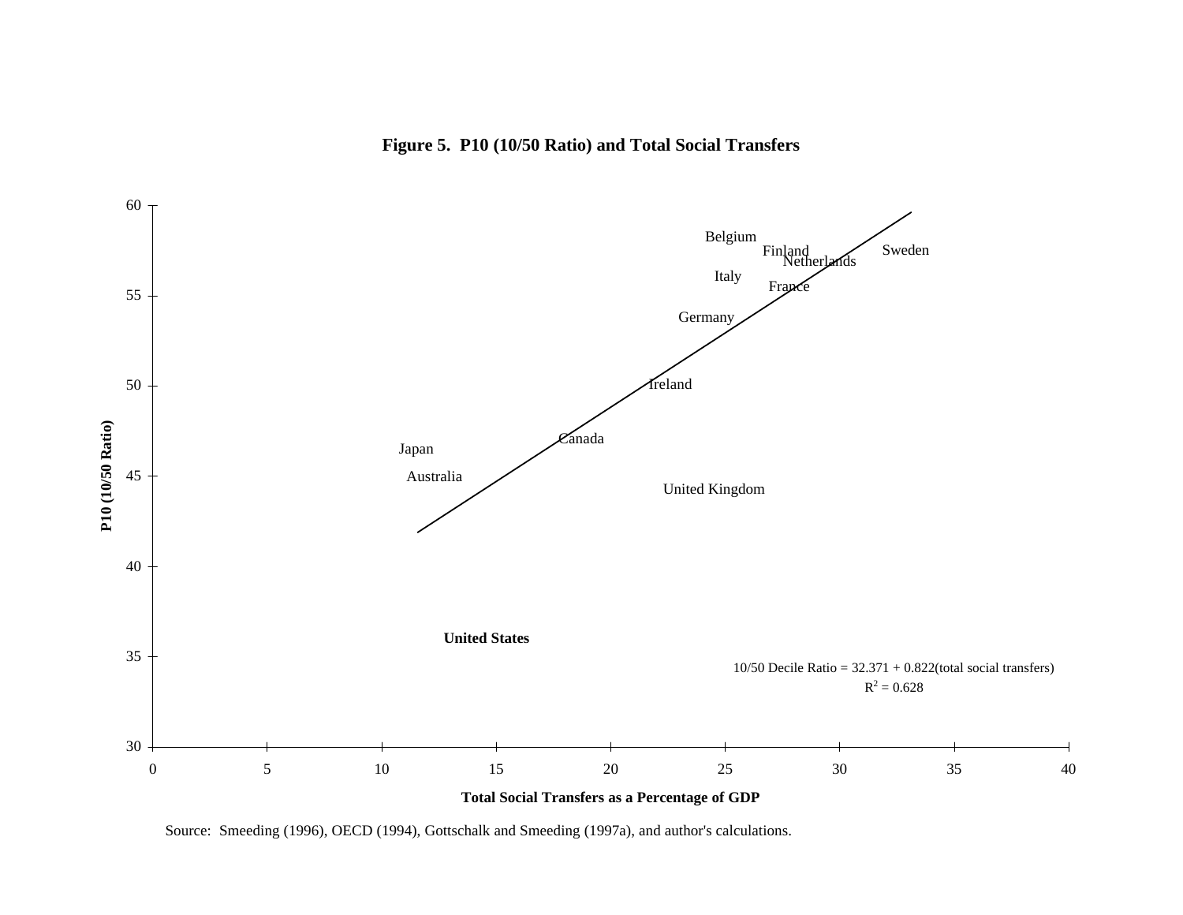**Figure 5. P10 (10/50 Ratio) and Total Social Transfers**

P10 (10/50 Ratio)

Belgium

Finland

Netherlands

Sweden

Italy

France

Germany

Ireland

Canada

Japan

Australia

United Kingdom

**United States**

10/50 Decile Ratio = 32.371 + 0.822(total social transfers)

$R^2 = 0.628$

60, 55, 50, 45, 40, 35, 30

0, 5, 10, 15, 20, 25, 30, 35, 40

**Total Social Transfers as a Percentage of GDP**

Source: Smeeding (1996), OECD (1994), Gottschalk and Smeeding (1997a), and author's calculations.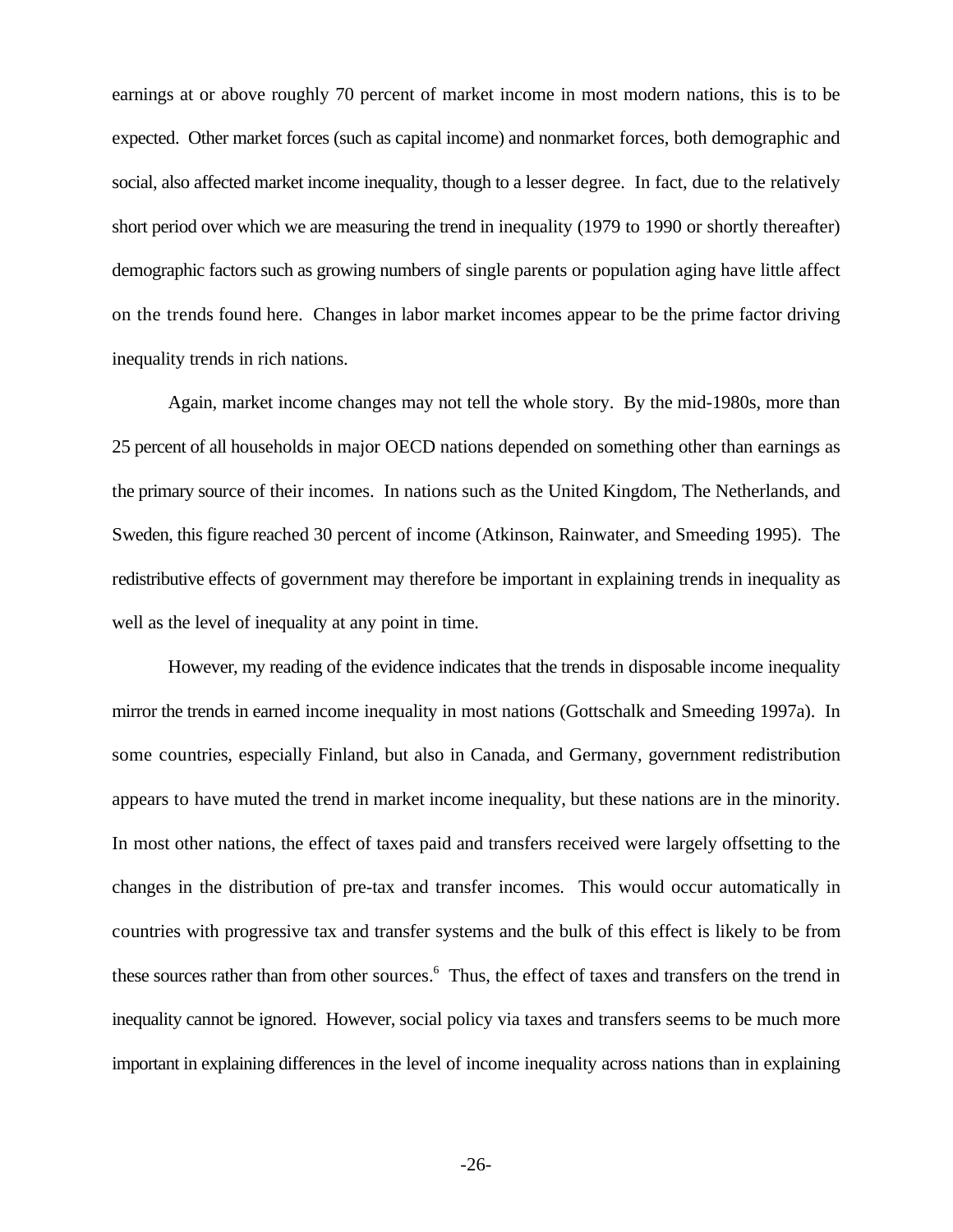earnings at or above roughly 70 percent of market income in most modern nations, this is to be expected. Other market forces (such as capital income) and nonmarket forces, both demographic and social, also affected market income inequality, though to a lesser degree. In fact, due to the relatively short period over which we are measuring the trend in inequality (1979 to 1990 or shortly thereafter) demographic factors such as growing numbers of single parents or population aging have little affect on the trends found here. Changes in labor market incomes appear to be the prime factor driving inequality trends in rich nations.

Again, market income changes may not tell the whole story. By the mid-1980s, more than 25 percent of all households in major OECD nations depended on something other than earnings as the primary source of their incomes. In nations such as the United Kingdom, The Netherlands, and Sweden, this figure reached 30 percent of income (Atkinson, Rainwater, and Smeeding 1995). The redistributive effects of government may therefore be important in explaining trends in inequality as well as the level of inequality at any point in time.

However, my reading of the evidence indicates that the trends in disposable income inequality mirror the trends in earned income inequality in most nations (Gottschalk and Smeeding 1997a). In some countries, especially Finland, but also in Canada, and Germany, government redistribution appears to have muted the trend in market income inequality, but these nations are in the minority. In most other nations, the effect of taxes paid and transfers received were largely offsetting to the changes in the distribution of pre-tax and transfer incomes. This would occur automatically in countries with progressive tax and transfer systems and the bulk of this effect is likely to be from these sources rather than from other sources.[6] Thus, the effect of taxes and transfers on the trend in inequality cannot be ignored. However, social policy via taxes and transfers seems to be much more important in explaining differences in the level of income inequality across nations than in explaining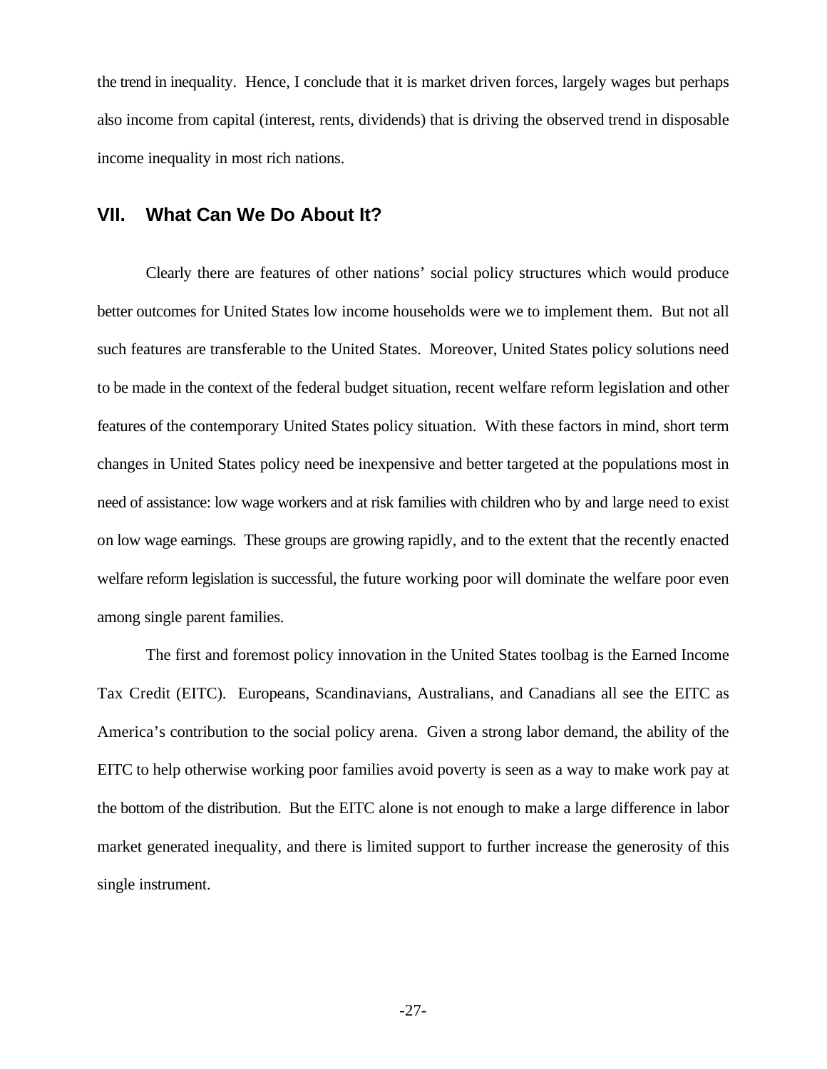the trend in inequality. Hence, I conclude that it is market driven forces, largely wages but perhaps also income from capital (interest, rents, dividends) that is driving the observed trend in disposable income inequality in most rich nations.

## VII. What Can We Do About It?

Clearly there are features of other nations' social policy structures which would produce better outcomes for United States low income households were we to implement them. But not all such features are transferable to the United States. Moreover, United States policy solutions need to be made in the context of the federal budget situation, recent welfare reform legislation and other features of the contemporary United States policy situation. With these factors in mind, short term changes in United States policy need be inexpensive and better targeted at the populations most in need of assistance: low wage workers and at risk families with children who by and large need to exist on low wage earnings. These groups are growing rapidly, and to the extent that the recently enacted welfare reform legislation is successful, the future working poor will dominate the welfare poor even among single parent families.

The first and foremost policy innovation in the United States toolbag is the Earned Income Tax Credit (EITC). Europeans, Scandinavians, Australians, and Canadians all see the EITC as America's contribution to the social policy arena. Given a strong labor demand, the ability of the EITC to help otherwise working poor families avoid poverty is seen as a way to make work pay at the bottom of the distribution. But the EITC alone is not enough to make a large difference in labor market generated inequality, and there is limited support to further increase the generosity of this single instrument.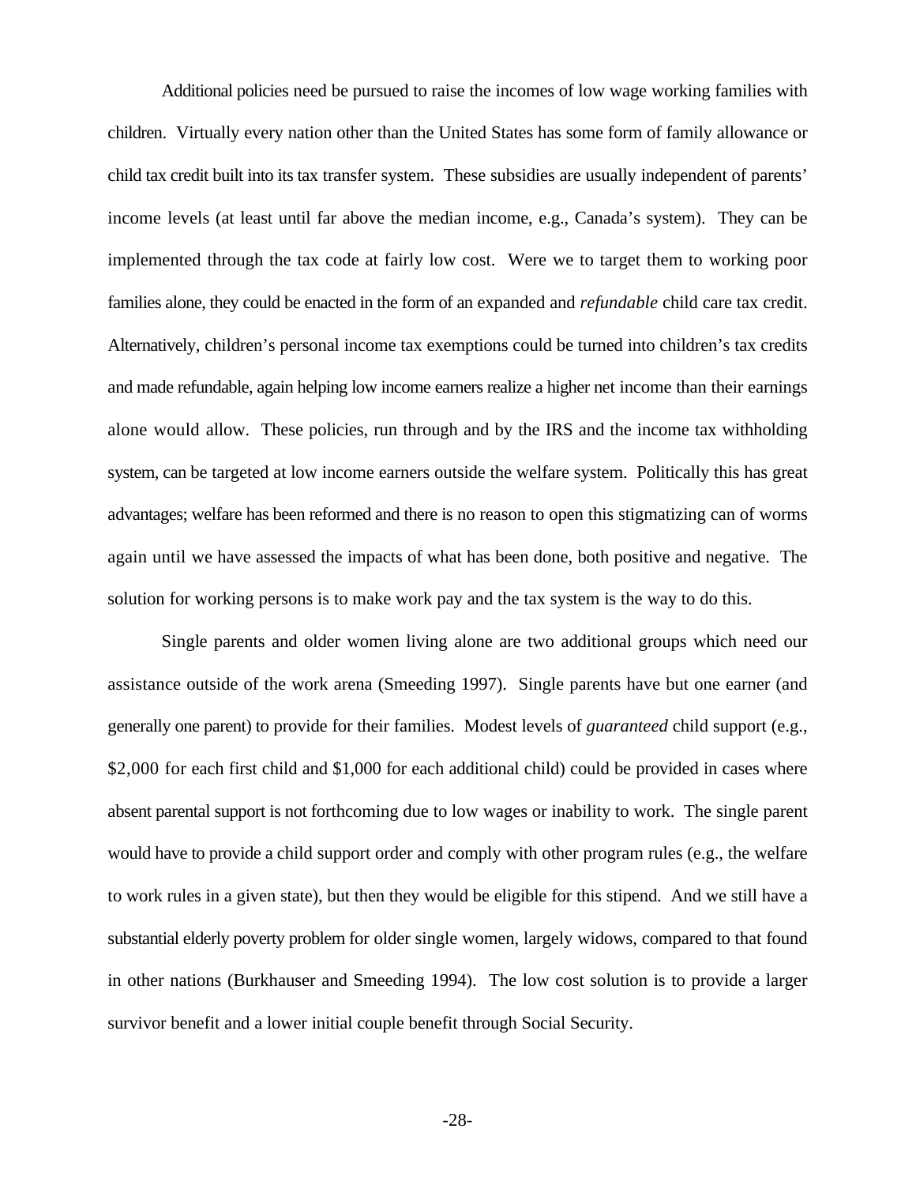Additional policies need be pursued to raise the incomes of low wage working families with children. Virtually every nation other than the United States has some form of family allowance or child tax credit built into its tax transfer system. These subsidies are usually independent of parents' income levels (at least until far above the median income, e.g., Canada's system). They can be implemented through the tax code at fairly low cost. Were we to target them to working poor families alone, they could be enacted in the form of an expanded and *refundable* child care tax credit. Alternatively, children's personal income tax exemptions could be turned into children's tax credits and made refundable, again helping low income earners realize a higher net income than their earnings alone would allow. These policies, run through and by the IRS and the income tax withholding system, can be targeted at low income earners outside the welfare system. Politically this has great advantages; welfare has been reformed and there is no reason to open this stigmatizing can of worms again until we have assessed the impacts of what has been done, both positive and negative. The solution for working persons is to make work pay and the tax system is the way to do this.

Single parents and older women living alone are two additional groups which need our assistance outside of the work arena (Smeeding 1997). Single parents have but one earner (and generally one parent) to provide for their families. Modest levels of *guaranteed* child support (e.g., $2,000 for each first child and $1,000 for each additional child) could be provided in cases where absent parental support is not forthcoming due to low wages or inability to work. The single parent would have to provide a child support order and comply with other program rules (e.g., the welfare to work rules in a given state), but then they would be eligible for this stipend. And we still have a substantial elderly poverty problem for older single women, largely widows, compared to that found in other nations (Burkhauser and Smeeding 1994). The low cost solution is to provide a larger survivor benefit and a lower initial couple benefit through Social Security.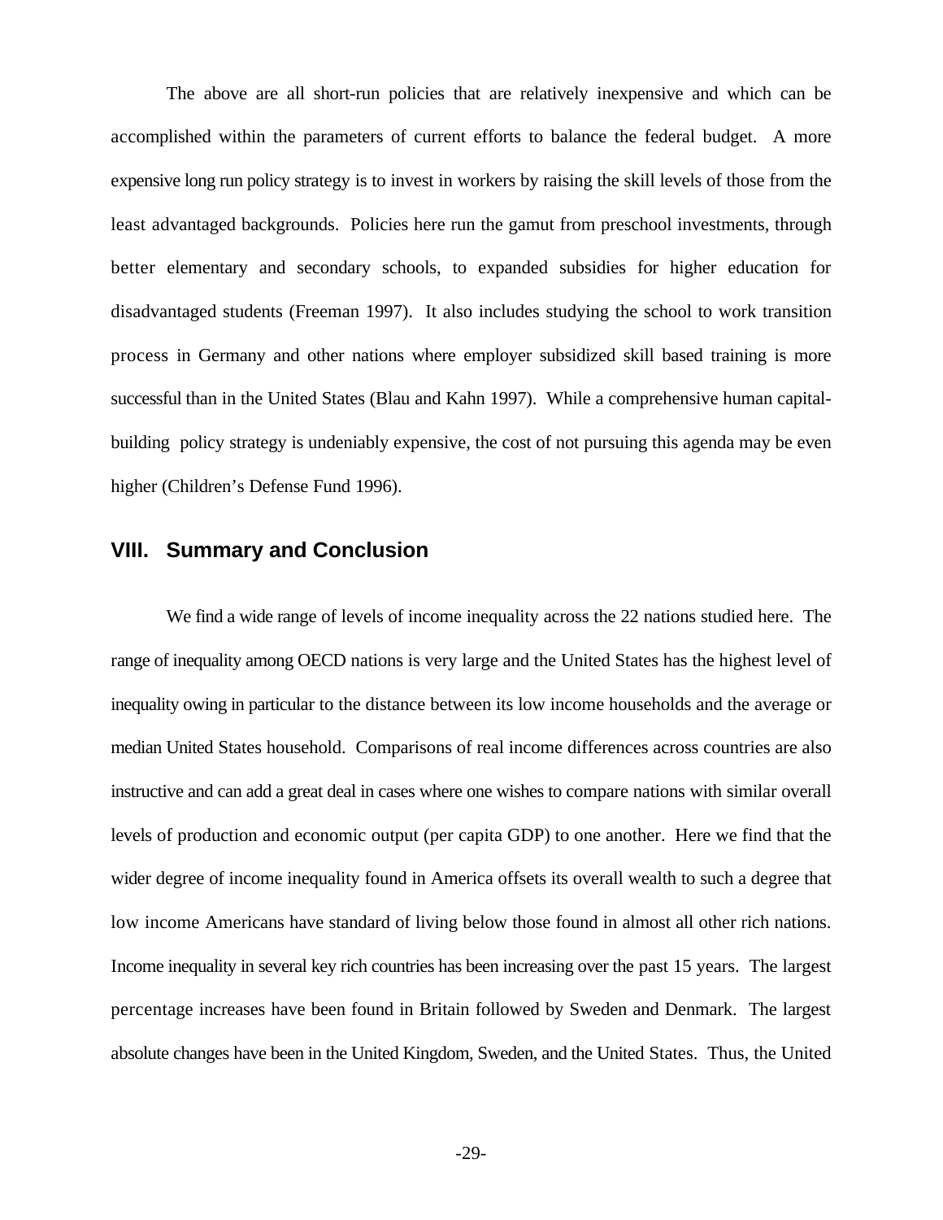The above are all short-run policies that are relatively inexpensive and which can be accomplished within the parameters of current efforts to balance the federal budget. A more expensive long run policy strategy is to invest in workers by raising the skill levels of those from the least advantaged backgrounds. Policies here run the gamut from preschool investments, through better elementary and secondary schools, to expanded subsidies for higher education for disadvantaged students (Freeman 1997). It also includes studying the school to work transition process in Germany and other nations where employer subsidized skill based training is more successful than in the United States (Blau and Kahn 1997). While a comprehensive human capital-building policy strategy is undeniably expensive, the cost of not pursuing this agenda may be even higher (Children's Defense Fund 1996).

## VIII. Summary and Conclusion

We find a wide range of levels of income inequality across the 22 nations studied here. The range of inequality among OECD nations is very large and the United States has the highest level of inequality owing in particular to the distance between its low income households and the average or median United States household. Comparisons of real income differences across countries are also instructive and can add a great deal in cases where one wishes to compare nations with similar overall levels of production and economic output (per capita GDP) to one another. Here we find that the wider degree of income inequality found in America offsets its overall wealth to such a degree that low income Americans have standard of living below those found in almost all other rich nations. Income inequality in several key rich countries has been increasing over the past 15 years. The largest percentage increases have been found in Britain followed by Sweden and Denmark. The largest absolute changes have been in the United Kingdom, Sweden, and the United States. Thus, the United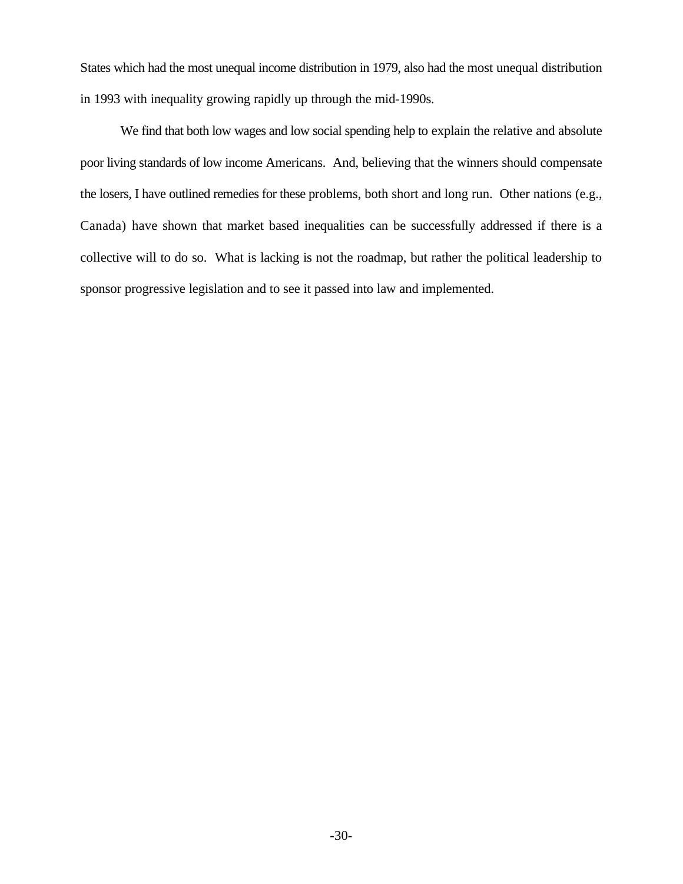States which had the most unequal income distribution in 1979, also had the most unequal distribution in 1993 with inequality growing rapidly up through the mid-1990s.

We find that both low wages and low social spending help to explain the relative and absolute poor living standards of low income Americans. And, believing that the winners should compensate the losers, I have outlined remedies for these problems, both short and long run. Other nations (e.g., Canada) have shown that market based inequalities can be successfully addressed if there is a collective will to do so. What is lacking is not the roadmap, but rather the political leadership to sponsor progressive legislation and to see it passed into law and implemented.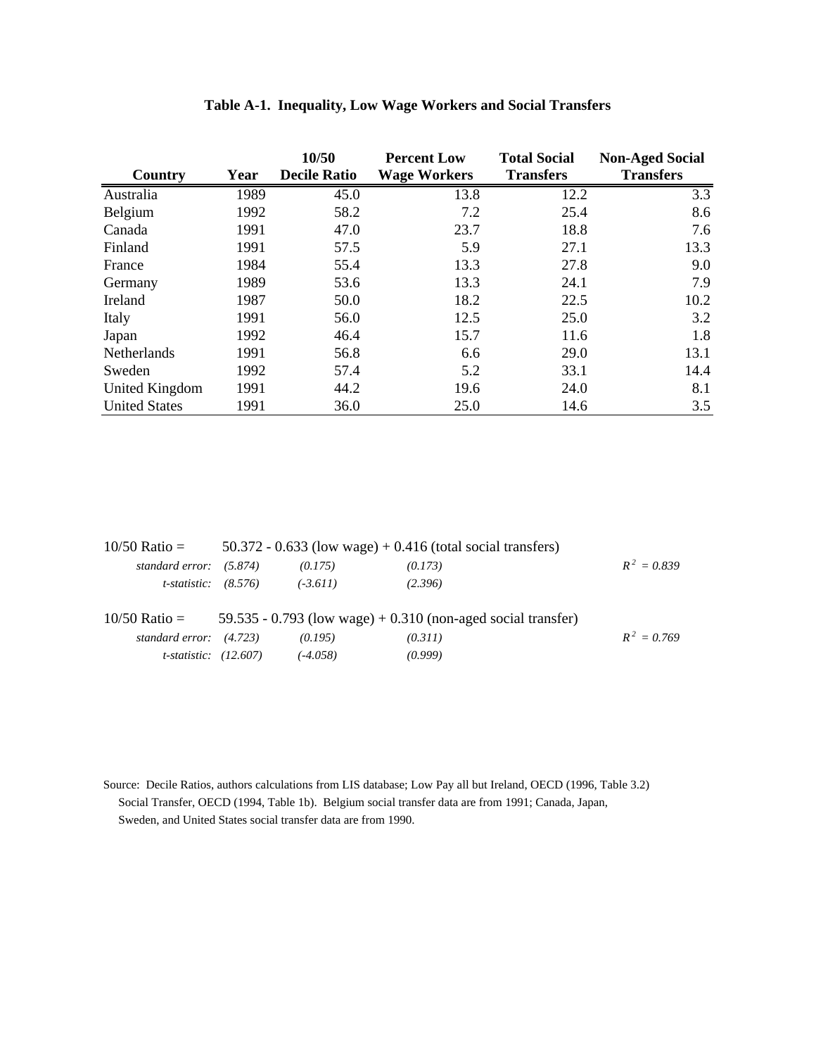**Table A-1. Inequality, Low Wage Workers and Social Transfers**

| Country | Year | 10/50 Decile Ratio | Percent Low Wage Workers | Total Social Transfers | Non-Aged Social Transfers |
|---|---|---|---|---|---|
| Australia | 1989 | 45.0 | 13.8 | 12.2 | 3.3 |
| Belgium | 1992 | 58.2 | 7.2 | 25.4 | 8.6 |
| Canada | 1991 | 47.0 | 23.7 | 18.8 | 7.6 |
| Finland | 1991 | 57.5 | 5.9 | 27.1 | 13.3 |
| France | 1984 | 55.4 | 13.3 | 27.8 | 9.0 |
| Germany | 1989 | 53.6 | 13.3 | 24.1 | 7.9 |
| Ireland | 1987 | 50.0 | 18.2 | 22.5 | 10.2 |
| Italy | 1991 | 56.0 | 12.5 | 25.0 | 3.2 |
| Japan | 1992 | 46.4 | 15.7 | 11.6 | 1.8 |
| Netherlands | 1991 | 56.8 | 6.6 | 29.0 | 13.1 |
| Sweden | 1992 | 57.4 | 5.2 | 33.1 | 14.4 |
| United Kingdom | 1991 | 44.2 | 19.6 | 24.0 | 8.1 |
| United States | 1991 | 36.0 | 25.0 | 14.6 | 3.5 |

10/50 Ratio = 50.372 - 0.633 (low wage) + 0.416 (total social transfers)

| | | | | |
|---|---|---|---|---|
| *standard error:* | *(5.874)* | *(0.175)* | *(0.173)* | $R^2 = 0.839$ |
| *t-statistic:* | *(8.576)* | *(-3.611)* | *(2.396)* | |

10/50 Ratio = 59.535 - 0.793 (low wage) + 0.310 (non-aged social transfer)

| | | | | |
|---|---|---|---|---|
| *standard error:* | *(4.723)* | *(0.195)* | *(0.311)* | $R^2 = 0.769$ |
| *t-statistic:* | *(12.607)* | *(-4.058)* | *(0.999)* | |

Source: Decile Ratios, authors calculations from LIS database; Low Pay all but Ireland, OECD (1996, Table 3.2) Social Transfer, OECD (1994, Table 1b). Belgium social transfer data are from 1991; Canada, Japan, Sweden, and United States social transfer data are from 1990.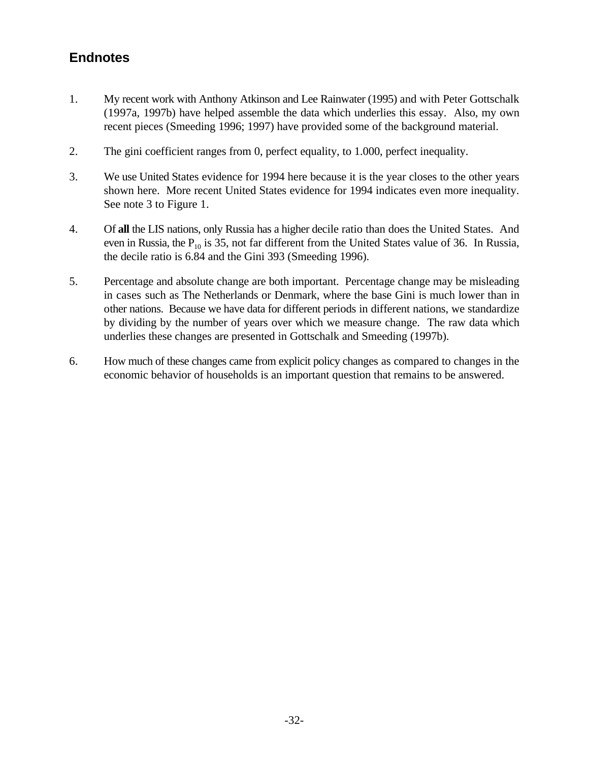## Endnotes

1. My recent work with Anthony Atkinson and Lee Rainwater (1995) and with Peter Gottschalk (1997a, 1997b) have helped assemble the data which underlies this essay. Also, my own recent pieces (Smeeding 1996; 1997) have provided some of the background material.

2. The gini coefficient ranges from 0, perfect equality, to 1.000, perfect inequality.

3. We use United States evidence for 1994 here because it is the year closes to the other years shown here. More recent United States evidence for 1994 indicates even more inequality. See note 3 to Figure 1.

4. Of **all** the LIS nations, only Russia has a higher decile ratio than does the United States. And even in Russia, the $P_{10}$ is 35, not far different from the United States value of 36. In Russia, the decile ratio is 6.84 and the Gini 393 (Smeeding 1996).

5. Percentage and absolute change are both important. Percentage change may be misleading in cases such as The Netherlands or Denmark, where the base Gini is much lower than in other nations. Because we have data for different periods in different nations, we standardize by dividing by the number of years over which we measure change. The raw data which underlies these changes are presented in Gottschalk and Smeeding (1997b).

6. How much of these changes came from explicit policy changes as compared to changes in the economic behavior of households is an important question that remains to be answered.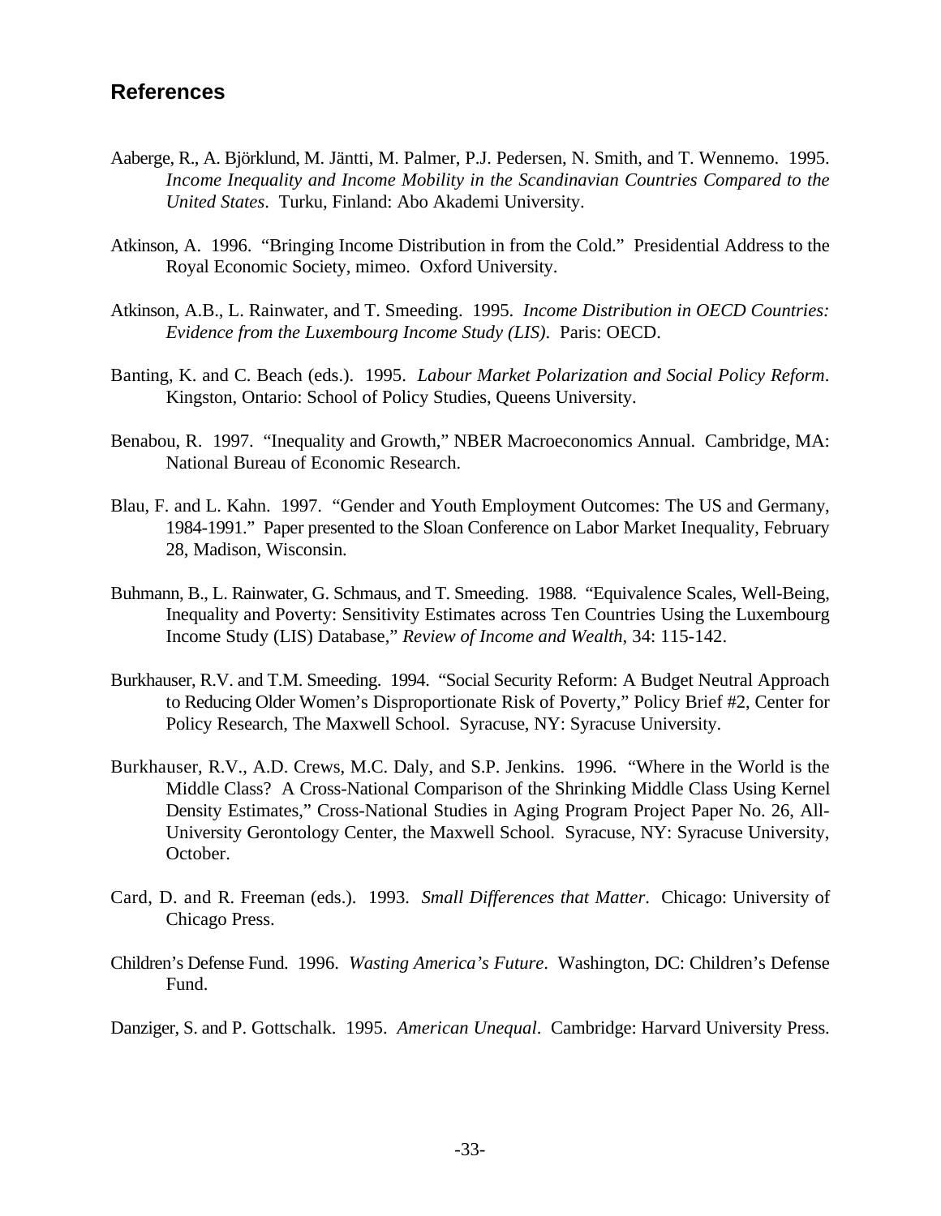## References

Aaberge, R., A. Björklund, M. Jäntti, M. Palmer, P.J. Pedersen, N. Smith, and T. Wennemo. 1995. *Income Inequality and Income Mobility in the Scandinavian Countries Compared to the United States*. Turku, Finland: Abo Akademi University.

Atkinson, A. 1996. "Bringing Income Distribution in from the Cold." Presidential Address to the Royal Economic Society, mimeo. Oxford University.

Atkinson, A.B., L. Rainwater, and T. Smeeding. 1995. *Income Distribution in OECD Countries: Evidence from the Luxembourg Income Study (LIS)*. Paris: OECD.

Banting, K. and C. Beach (eds.). 1995. *Labour Market Polarization and Social Policy Reform*. Kingston, Ontario: School of Policy Studies, Queens University.

Benabou, R. 1997. "Inequality and Growth," NBER Macroeconomics Annual. Cambridge, MA: National Bureau of Economic Research.

Blau, F. and L. Kahn. 1997. "Gender and Youth Employment Outcomes: The US and Germany, 1984-1991." Paper presented to the Sloan Conference on Labor Market Inequality, February 28, Madison, Wisconsin.

Buhmann, B., L. Rainwater, G. Schmaus, and T. Smeeding. 1988. "Equivalence Scales, Well-Being, Inequality and Poverty: Sensitivity Estimates across Ten Countries Using the Luxembourg Income Study (LIS) Database," *Review of Income and Wealth*, 34: 115-142.

Burkhauser, R.V. and T.M. Smeeding. 1994. "Social Security Reform: A Budget Neutral Approach to Reducing Older Women's Disproportionate Risk of Poverty," Policy Brief #2, Center for Policy Research, The Maxwell School. Syracuse, NY: Syracuse University.

Burkhauser, R.V., A.D. Crews, M.C. Daly, and S.P. Jenkins. 1996. "Where in the World is the Middle Class? A Cross-National Comparison of the Shrinking Middle Class Using Kernel Density Estimates," Cross-National Studies in Aging Program Project Paper No. 26, All-University Gerontology Center, the Maxwell School. Syracuse, NY: Syracuse University, October.

Card, D. and R. Freeman (eds.). 1993. *Small Differences that Matter*. Chicago: University of Chicago Press.

Children's Defense Fund. 1996. *Wasting America's Future*. Washington, DC: Children's Defense Fund.

Danziger, S. and P. Gottschalk. 1995. *American Unequal*. Cambridge: Harvard University Press.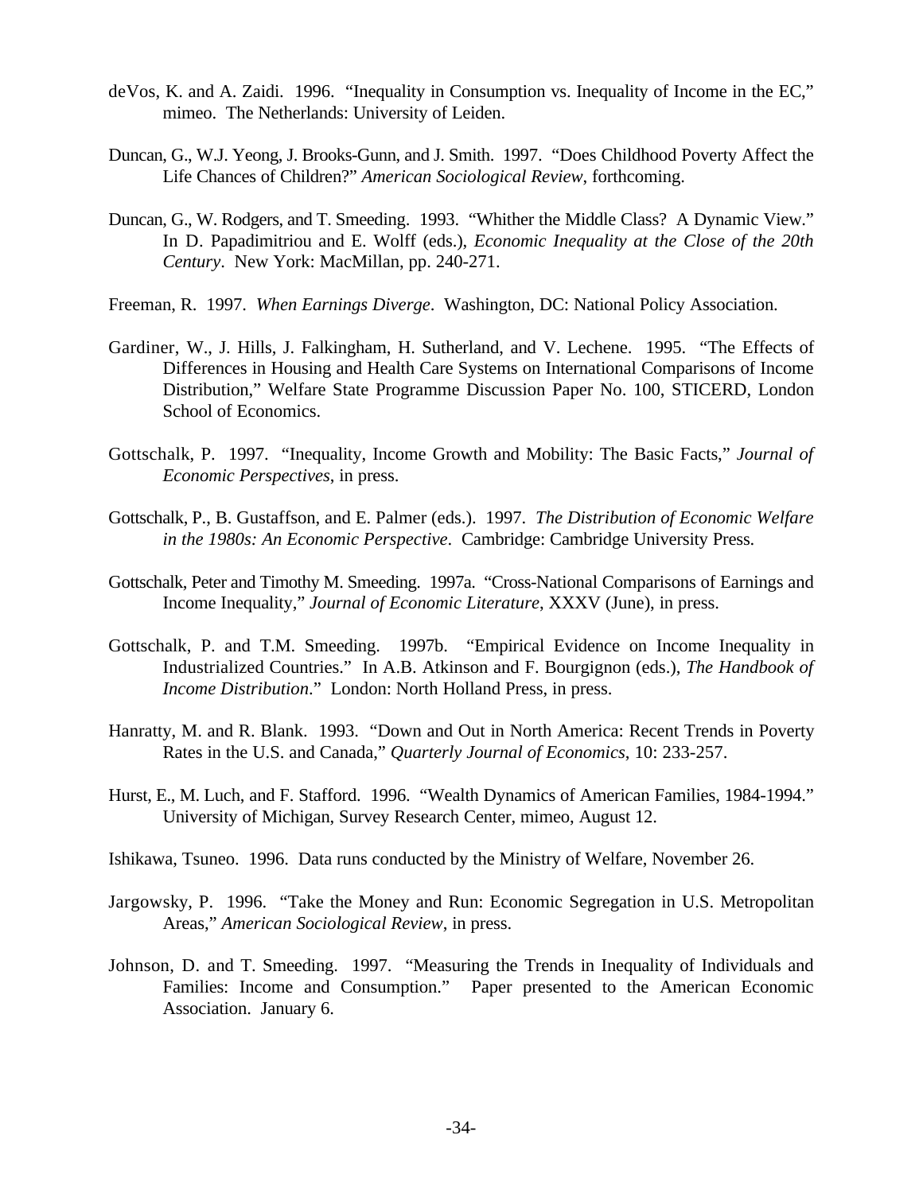deVos, K. and A. Zaidi. 1996. "Inequality in Consumption vs. Inequality of Income in the EC," mimeo. The Netherlands: University of Leiden.

Duncan, G., W.J. Yeong, J. Brooks-Gunn, and J. Smith. 1997. "Does Childhood Poverty Affect the Life Chances of Children?" *American Sociological Review*, forthcoming.

Duncan, G., W. Rodgers, and T. Smeeding. 1993. "Whither the Middle Class? A Dynamic View." In D. Papadimitriou and E. Wolff (eds.), *Economic Inequality at the Close of the 20th Century*. New York: MacMillan, pp. 240-271.

Freeman, R. 1997. *When Earnings Diverge*. Washington, DC: National Policy Association.

Gardiner, W., J. Hills, J. Falkingham, H. Sutherland, and V. Lechene. 1995. "The Effects of Differences in Housing and Health Care Systems on International Comparisons of Income Distribution," Welfare State Programme Discussion Paper No. 100, STICERD, London School of Economics.

Gottschalk, P. 1997. "Inequality, Income Growth and Mobility: The Basic Facts," *Journal of Economic Perspectives*, in press.

Gottschalk, P., B. Gustaffson, and E. Palmer (eds.). 1997. *The Distribution of Economic Welfare in the 1980s: An Economic Perspective*. Cambridge: Cambridge University Press.

Gottschalk, Peter and Timothy M. Smeeding. 1997a. "Cross-National Comparisons of Earnings and Income Inequality," *Journal of Economic Literature*, XXXV (June), in press.

Gottschalk, P. and T.M. Smeeding. 1997b. "Empirical Evidence on Income Inequality in Industrialized Countries." In A.B. Atkinson and F. Bourgignon (eds.), *The Handbook of Income Distribution*." London: North Holland Press, in press.

Hanratty, M. and R. Blank. 1993. "Down and Out in North America: Recent Trends in Poverty Rates in the U.S. and Canada," *Quarterly Journal of Economics*, 10: 233-257.

Hurst, E., M. Luch, and F. Stafford. 1996. "Wealth Dynamics of American Families, 1984-1994." University of Michigan, Survey Research Center, mimeo, August 12.

Ishikawa, Tsuneo. 1996. Data runs conducted by the Ministry of Welfare, November 26.

Jargowsky, P. 1996. "Take the Money and Run: Economic Segregation in U.S. Metropolitan Areas," *American Sociological Review*, in press.

Johnson, D. and T. Smeeding. 1997. "Measuring the Trends in Inequality of Individuals and Families: Income and Consumption." Paper presented to the American Economic Association. January 6.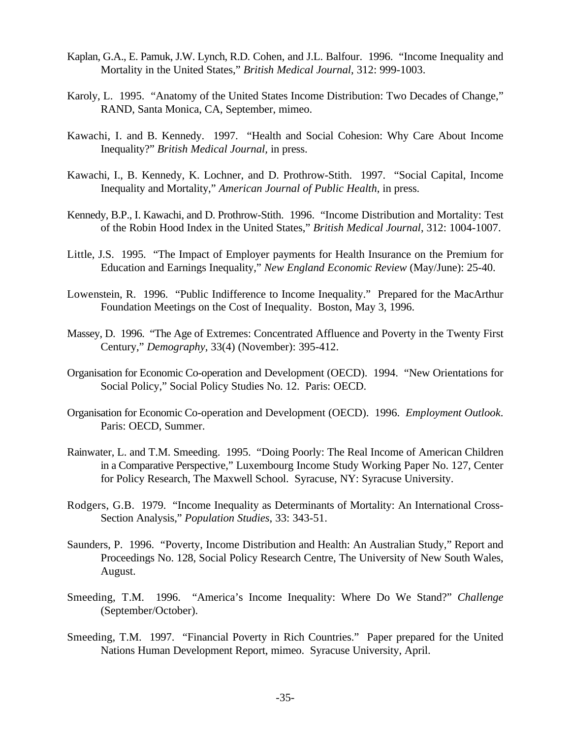Kaplan, G.A., E. Pamuk, J.W. Lynch, R.D. Cohen, and J.L. Balfour. 1996. "Income Inequality and Mortality in the United States," *British Medical Journal*, 312: 999-1003.

Karoly, L. 1995. "Anatomy of the United States Income Distribution: Two Decades of Change," RAND, Santa Monica, CA, September, mimeo.

Kawachi, I. and B. Kennedy. 1997. "Health and Social Cohesion: Why Care About Income Inequality?" *British Medical Journal,* in press.

Kawachi, I., B. Kennedy, K. Lochner, and D. Prothrow-Stith. 1997. "Social Capital, Income Inequality and Mortality," *American Journal of Public Health*, in press.

Kennedy, B.P., I. Kawachi, and D. Prothrow-Stith. 1996. "Income Distribution and Mortality: Test of the Robin Hood Index in the United States," *British Medical Journal*, 312: 1004-1007.

Little, J.S. 1995. "The Impact of Employer payments for Health Insurance on the Premium for Education and Earnings Inequality," *New England Economic Review* (May/June): 25-40.

Lowenstein, R. 1996. "Public Indifference to Income Inequality." Prepared for the MacArthur Foundation Meetings on the Cost of Inequality. Boston, May 3, 1996.

Massey, D. 1996. "The Age of Extremes: Concentrated Affluence and Poverty in the Twenty First Century," *Demography*, 33(4) (November): 395-412.

Organisation for Economic Co-operation and Development (OECD). 1994. "New Orientations for Social Policy," Social Policy Studies No. 12. Paris: OECD.

Organisation for Economic Co-operation and Development (OECD). 1996. *Employment Outlook*. Paris: OECD, Summer.

Rainwater, L. and T.M. Smeeding. 1995. "Doing Poorly: The Real Income of American Children in a Comparative Perspective," Luxembourg Income Study Working Paper No. 127, Center for Policy Research, The Maxwell School. Syracuse, NY: Syracuse University.

Rodgers, G.B. 1979. "Income Inequality as Determinants of Mortality: An International Cross-Section Analysis," *Population Studies*, 33: 343-51.

Saunders, P. 1996. "Poverty, Income Distribution and Health: An Australian Study," Report and Proceedings No. 128, Social Policy Research Centre, The University of New South Wales, August.

Smeeding, T.M. 1996. "America's Income Inequality: Where Do We Stand?" *Challenge* (September/October).

Smeeding, T.M. 1997. "Financial Poverty in Rich Countries." Paper prepared for the United Nations Human Development Report, mimeo. Syracuse University, April.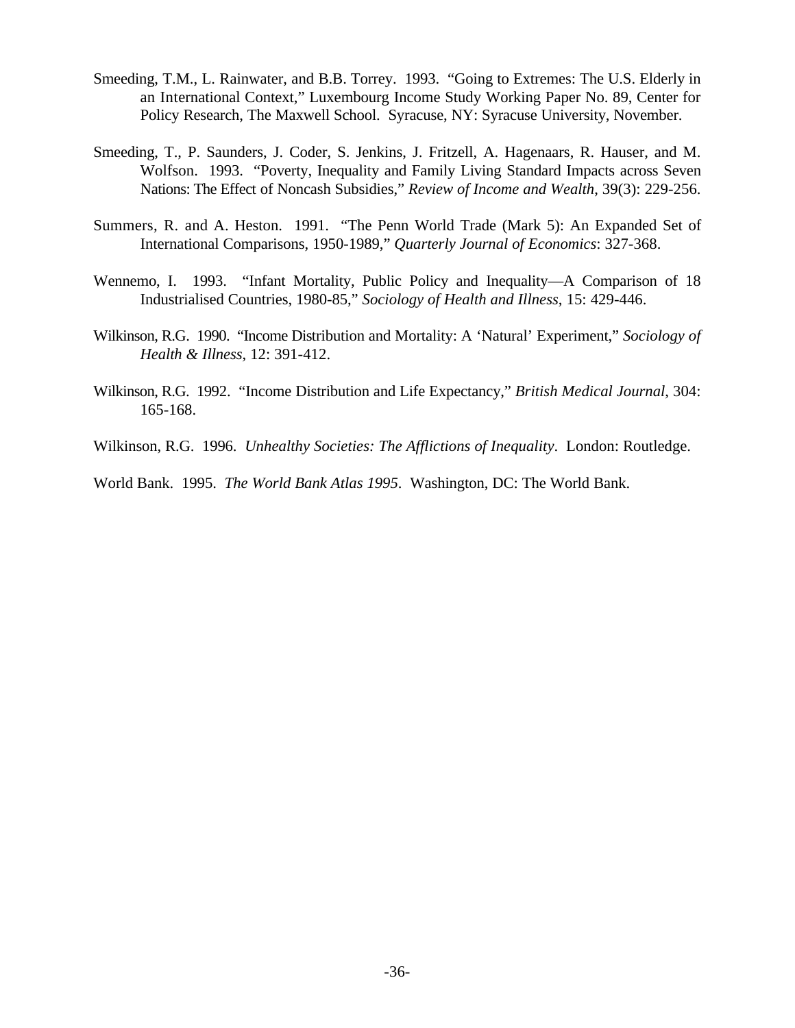Smeeding, T.M., L. Rainwater, and B.B. Torrey. 1993. "Going to Extremes: The U.S. Elderly in an International Context," Luxembourg Income Study Working Paper No. 89, Center for Policy Research, The Maxwell School. Syracuse, NY: Syracuse University, November.

Smeeding, T., P. Saunders, J. Coder, S. Jenkins, J. Fritzell, A. Hagenaars, R. Hauser, and M. Wolfson. 1993. "Poverty, Inequality and Family Living Standard Impacts across Seven Nations: The Effect of Noncash Subsidies," *Review of Income and Wealth*, 39(3): 229-256.

Summers, R. and A. Heston. 1991. "The Penn World Trade (Mark 5): An Expanded Set of International Comparisons, 1950-1989," *Quarterly Journal of Economics*: 327-368.

Wennemo, I. 1993. "Infant Mortality, Public Policy and Inequality—A Comparison of 18 Industrialised Countries, 1980-85," *Sociology of Health and Illness*, 15: 429-446.

Wilkinson, R.G. 1990. "Income Distribution and Mortality: A 'Natural' Experiment," *Sociology of Health & Illness*, 12: 391-412.

Wilkinson, R.G. 1992. "Income Distribution and Life Expectancy," *British Medical Journal*, 304: 165-168.

Wilkinson, R.G. 1996. *Unhealthy Societies: The Afflictions of Inequality*. London: Routledge.

World Bank. 1995. *The World Bank Atlas 1995*. Washington, DC: The World Bank.